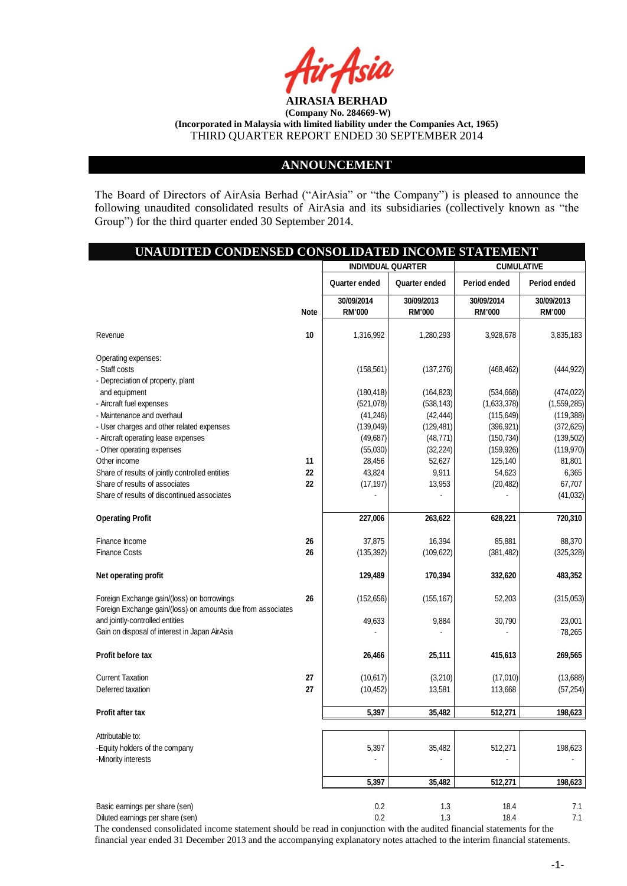**AIRASIA BERHAD**

**(Company No. 284669-W)**

**(Incorporated in Malaysia with limited liability under the Companies Act, 1965)**

THIRD QUARTER REPORT ENDED 30 SEPTEMBER 2014

## ANNOUNCEMENT

The Board of Directors of AirAsia Berhad ("AirAsia" or "the Company") is pleased to announce the following unaudited consolidated results of AirAsia and its subsidiaries (collectively known as "the Group") for the third quarter ended 30 September 2014.

## UNAUDITED CONDENSED CONSOLIDATED INCOME STATEMENT

| | | INDIVIDUAL QUARTER | | CUMULATIVE | |
|---|---|---|---|---|---|
| | | Quarter ended | Quarter ended | Period ended | Period ended |
| | Note | 30/09/2014 RM'000 | 30/09/2013 RM'000 | 30/09/2014 RM'000 | 30/09/2013 RM'000 |
| Revenue | 10 | 1,316,992 | 1,280,293 | 3,928,678 | 3,835,183 |
| Operating expenses: | | | | | |
| - Staff costs | | (158,561) | (137,276) | (468,462) | (444,922) |
| - Depreciation of property, plant and equipment | | (180,418) | (164,823) | (534,668) | (474,022) |
| - Aircraft fuel expenses | | (521,078) | (538,143) | (1,633,378) | (1,559,285) |
| - Maintenance and overhaul | | (41,246) | (42,444) | (115,649) | (119,388) |
| - User charges and other related expenses | | (139,049) | (129,481) | (396,921) | (372,625) |
| - Aircraft operating lease expenses | | (49,687) | (48,771) | (150,734) | (139,502) |
| - Other operating expenses | | (55,030) | (32,224) | (159,926) | (119,970) |
| Other income | 11 | 28,456 | 52,627 | 125,140 | 81,801 |
| Share of results of jointly controlled entities | 22 | 43,824 | 9,911 | 54,623 | 6,365 |
| Share of results of associates | 22 | (17,197) | 13,953 | (20,482) | 67,707 |
| Share of results of discontinued associates | | - | - | - | (41,032) |
| **Operating Profit** | | 227,006 | 263,622 | 628,221 | 720,310 |
| Finance Income | 26 | 37,875 | 16,394 | 85,881 | 88,370 |
| Finance Costs | 26 | (135,392) | (109,622) | (381,482) | (325,328) |
| **Net operating profit** | | 129,489 | 170,394 | 332,620 | 483,352 |
| Foreign Exchange gain/(loss) on borrowings | 26 | (152,656) | (155,167) | 52,203 | (315,053) |
| Foreign Exchange gain/(loss) on amounts due from associates and jointly-controlled entities | | 49,633 | 9,884 | 30,790 | 23,001 |
| Gain on disposal of interest in Japan AirAsia | | - | - | - | 78,265 |
| **Profit before tax** | | 26,466 | 25,111 | 415,613 | 269,565 |
| Current Taxation | 27 | (10,617) | (3,210) | (17,010) | (13,688) |
| Deferred taxation | 27 | (10,452) | 13,581 | 113,668 | (57,254) |
| **Profit after tax** | | 5,397 | 35,482 | 512,271 | 198,623 |
| Attributable to: | | | | | |
| -Equity holders of the company | | 5,397 | 35,482 | 512,271 | 198,623 |
| -Minority interests | | - | - | - | - |
| | | 5,397 | 35,482 | 512,271 | 198,623 |
| Basic earnings per share (sen) | | 0.2 | 1.3 | 18.4 | 7.1 |
| Diluted earnings per share (sen) | | 0.2 | 1.3 | 18.4 | 7.1 |

The condensed consolidated income statement should be read in conjunction with the audited financial statements for the financial year ended 31 December 2013 and the accompanying explanatory notes attached to the interim financial statements.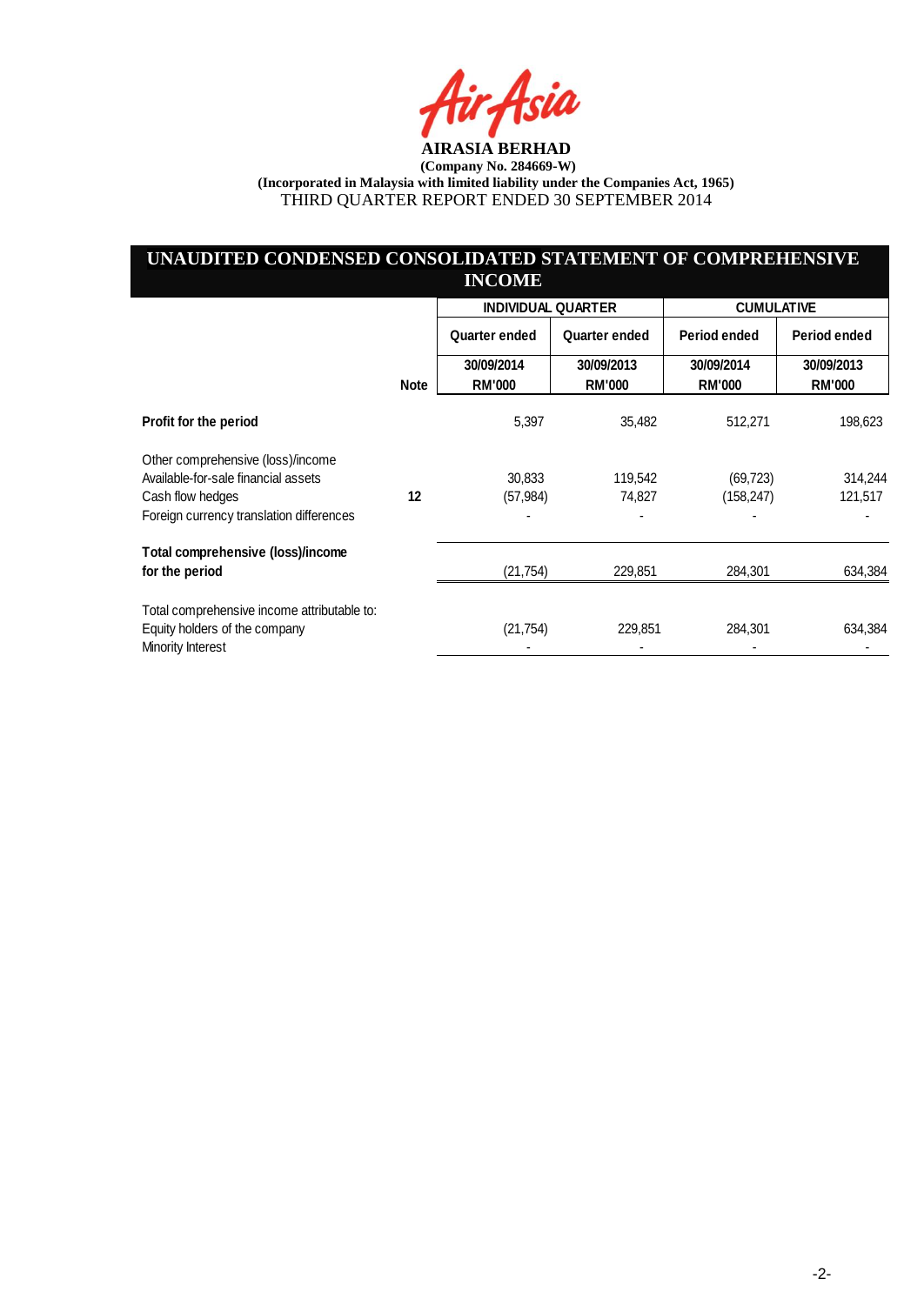**AIRASIA BERHAD**

**(Company No. 284669-W)**

**(Incorporated in Malaysia with limited liability under the Companies Act, 1965)**

THIRD QUARTER REPORT ENDED 30 SEPTEMBER 2014

## UNAUDITED CONDENSED CONSOLIDATED STATEMENT OF COMPREHENSIVE INCOME

| | | INDIVIDUAL QUARTER | | CUMULATIVE | |
|---|---|---|---|---|---|
| | | Quarter ended | Quarter ended | Period ended | Period ended |
| | Note | 30/09/2014 RM'000 | 30/09/2013 RM'000 | 30/09/2014 RM'000 | 30/09/2013 RM'000 |
| **Profit for the period** | | 5,397 | 35,482 | 512,271 | 198,623 |
| Other comprehensive (loss)/income | | | | | |
| Available-for-sale financial assets | | 30,833 | 119,542 | (69,723) | 314,244 |
| Cash flow hedges | 12 | (57,984) | 74,827 | (158,247) | 121,517 |
| Foreign currency translation differences | | - | - | - | - |
| **Total comprehensive (loss)/income for the period** | | (21,754) | 229,851 | 284,301 | 634,384 |
| Total comprehensive income attributable to: | | | | | |
| Equity holders of the company | | (21,754) | 229,851 | 284,301 | 634,384 |
| Minority Interest | | - | - | - | - |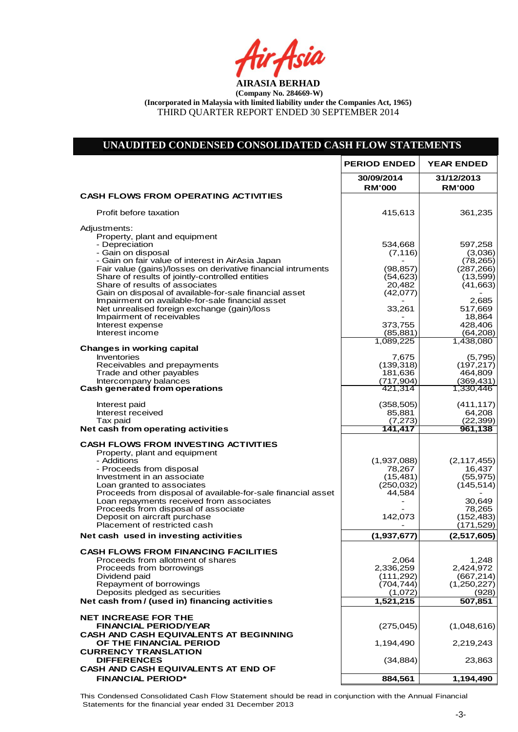**AIRASIA BERHAD**

**(Company No. 284669-W)**

**(Incorporated in Malaysia with limited liability under the Companies Act, 1965)**

THIRD QUARTER REPORT ENDED 30 SEPTEMBER 2014

## UNAUDITED CONDENSED CONSOLIDATED CASH FLOW STATEMENTS

| | PERIOD ENDED | YEAR ENDED |
|---|---|---|
| | 30/09/2014 RM'000 | 31/12/2013 RM'000 |
| **CASH FLOWS FROM OPERATING ACTIVITIES** | | |
| Profit before taxation | 415,613 | 361,235 |
| Adjustments: | | |
| Property, plant and equipment | | |
| - Depreciation | 534,668 | 597,258 |
| - Gain on disposal | (7,116) | (3,036) |
| - Gain on fair value of interest in AirAsia Japan | - | (78,265) |
| Fair value (gains)/losses on derivative financial intruments | (98,857) | (287,266) |
| Share of results of jointly-controlled entities | (54,623) | (13,599) |
| Share of results of associates | 20,482 | (41,663) |
| Gain on disposal of available-for-sale financial asset | (42,077) | - |
| Impairment on available-for-sale financial asset | - | 2,685 |
| Net unrealised foreign exchange (gain)/loss | 33,261 | 517,669 |
| Impairment of receivables | - | 18,864 |
| Interest expense | 373,755 | 428,406 |
| Interest income | (85,881) | (64,208) |
| | 1,089,225 | 1,438,080 |
| **Changes in working capital** | | |
| Inventories | 7,675 | (5,795) |
| Receivables and prepayments | (139,318) | (197,217) |
| Trade and other payables | 181,636 | 464,809 |
| Intercompany balances | (717,904) | (369,431) |
| **Cash generated from operations** | 421,314 | 1,330,446 |
| Interest paid | (358,505) | (411,117) |
| Interest received | 85,881 | 64,208 |
| Tax paid | (7,273) | (22,399) |
| **Net cash from operating activities** | **141,417** | **961,138** |
| **CASH FLOWS FROM INVESTING ACTIVITIES** | | |
| Property, plant and equipment | | |
| - Additions | (1,937,088) | (2,117,455) |
| - Proceeds from disposal | 78,267 | 16,437 |
| Investment in an associate | (15,481) | (55,975) |
| Loan granted to associates | (250,032) | (145,514) |
| Proceeds from disposal of available-for-sale financial asset | 44,584 | - |
| Loan repayments received from associates | - | 30,649 |
| Proceeds from disposal of associate | - | 78,265 |
| Deposit on aircraft purchase | 142,073 | (152,483) |
| Placement of restricted cash | - | (171,529) |
| **Net cash used in investing activities** | **(1,937,677)** | **(2,517,605)** |
| **CASH FLOWS FROM FINANCING FACILITIES** | | |
| Proceeds from allotment of shares | 2,064 | 1,248 |
| Proceeds from borrowings | 2,336,259 | 2,424,972 |
| Dividend paid | (111,292) | (667,214) |
| Repayment of borrowings | (704,744) | (1,250,227) |
| Deposits pledged as securities | (1,072) | (928) |
| **Net cash from / (used in) financing activities** | **1,521,215** | **507,851** |
| **NET INCREASE FOR THE FINANCIAL PERIOD/YEAR** | (275,045) | (1,048,616) |
| **CASH AND CASH EQUIVALENTS AT BEGINNING OF THE FINANCIAL PERIOD** | 1,194,490 | 2,219,243 |
| **CURRENCY TRANSLATION DIFFERENCES** | (34,884) | 23,863 |
| **CASH AND CASH EQUIVALENTS AT END OF FINANCIAL PERIOD*** | **884,561** | **1,194,490** |

This Condensed Consolidated Cash Flow Statement should be read in conjunction with the Annual Financial Statements for the financial year ended 31 December 2013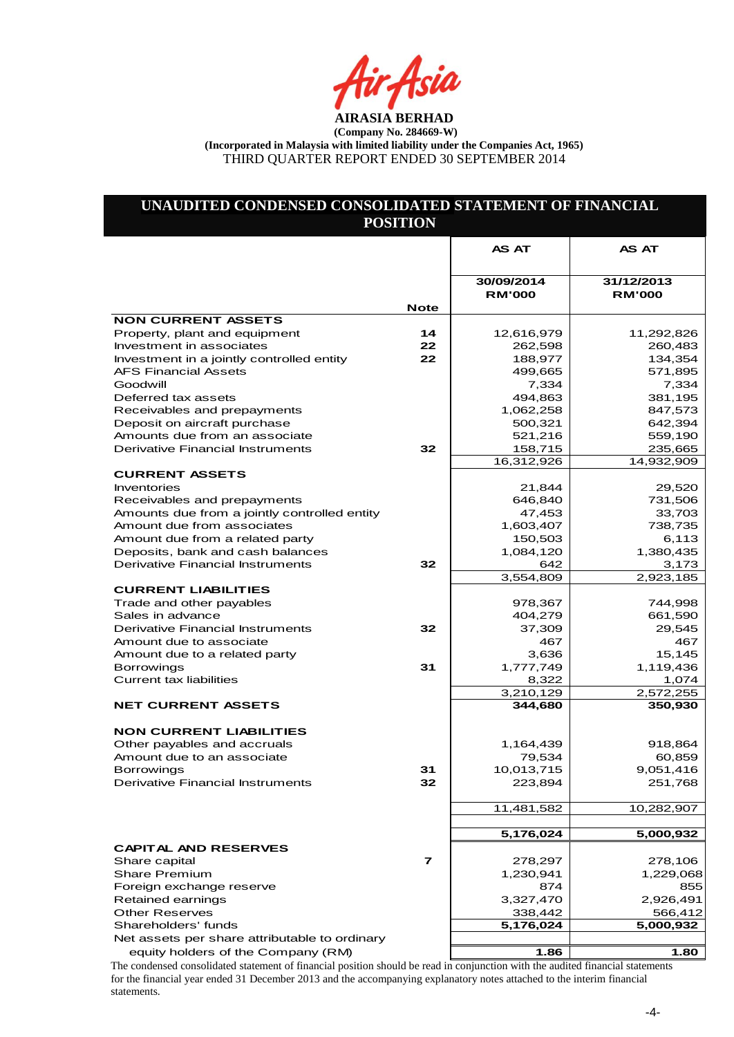**AIRASIA BERHAD**

**(Company No. 284669-W)**

**(Incorporated in Malaysia with limited liability under the Companies Act, 1965)**

THIRD QUARTER REPORT ENDED 30 SEPTEMBER 2014

## UNAUDITED CONDENSED CONSOLIDATED STATEMENT OF FINANCIAL POSITION

| | Note | AS AT 30/09/2014 RM'000 | AS AT 31/12/2013 RM'000 |
|---|---|---|---|
| **NON CURRENT ASSETS** | | | |
| Property, plant and equipment | 14 | 12,616,979 | 11,292,826 |
| Investment in associates | 22 | 262,598 | 260,483 |
| Investment in a jointly controlled entity | 22 | 188,977 | 134,354 |
| AFS Financial Assets | | 499,665 | 571,895 |
| Goodwill | | 7,334 | 7,334 |
| Deferred tax assets | | 494,863 | 381,195 |
| Receivables and prepayments | | 1,062,258 | 847,573 |
| Deposit on aircraft purchase | | 500,321 | 642,394 |
| Amounts due from an associate | | 521,216 | 559,190 |
| Derivative Financial Instruments | 32 | 158,715 | 235,665 |
| | | 16,312,926 | 14,932,909 |
| **CURRENT ASSETS** | | | |
| Inventories | | 21,844 | 29,520 |
| Receivables and prepayments | | 646,840 | 731,506 |
| Amounts due from a jointly controlled entity | | 47,453 | 33,703 |
| Amount due from associates | | 1,603,407 | 738,735 |
| Amount due from a related party | | 150,503 | 6,113 |
| Deposits, bank and cash balances | | 1,084,120 | 1,380,435 |
| Derivative Financial Instruments | 32 | 642 | 3,173 |
| | | 3,554,809 | 2,923,185 |
| **CURRENT LIABILITIES** | | | |
| Trade and other payables | | 978,367 | 744,998 |
| Sales in advance | | 404,279 | 661,590 |
| Derivative Financial Instruments | 32 | 37,309 | 29,545 |
| Amount due to associate | | 467 | 467 |
| Amount due to a related party | | 3,636 | 15,145 |
| Borrowings | 31 | 1,777,749 | 1,119,436 |
| Current tax liabilities | | 8,322 | 1,074 |
| | | 3,210,129 | 2,572,255 |
| **NET CURRENT ASSETS** | | **344,680** | **350,930** |
| **NON CURRENT LIABILITIES** | | | |
| Other payables and accruals | | 1,164,439 | 918,864 |
| Amount due to an associate | | 79,534 | 60,859 |
| Borrowings | 31 | 10,013,715 | 9,051,416 |
| Derivative Financial Instruments | 32 | 223,894 | 251,768 |
| | | 11,481,582 | 10,282,907 |
| | | **5,176,024** | **5,000,932** |
| **CAPITAL AND RESERVES** | | | |
| Share capital | 7 | 278,297 | 278,106 |
| Share Premium | | 1,230,941 | 1,229,068 |
| Foreign exchange reserve | | 874 | 855 |
| Retained earnings | | 3,327,470 | 2,926,491 |
| Other Reserves | | 338,442 | 566,412 |
| Shareholders' funds | | **5,176,024** | **5,000,932** |
| Net assets per share attributable to ordinary equity holders of the Company (RM) | | **1.86** | **1.80** |

The condensed consolidated statement of financial position should be read in conjunction with the audited financial statements for the financial year ended 31 December 2013 and the accompanying explanatory notes attached to the interim financial statements.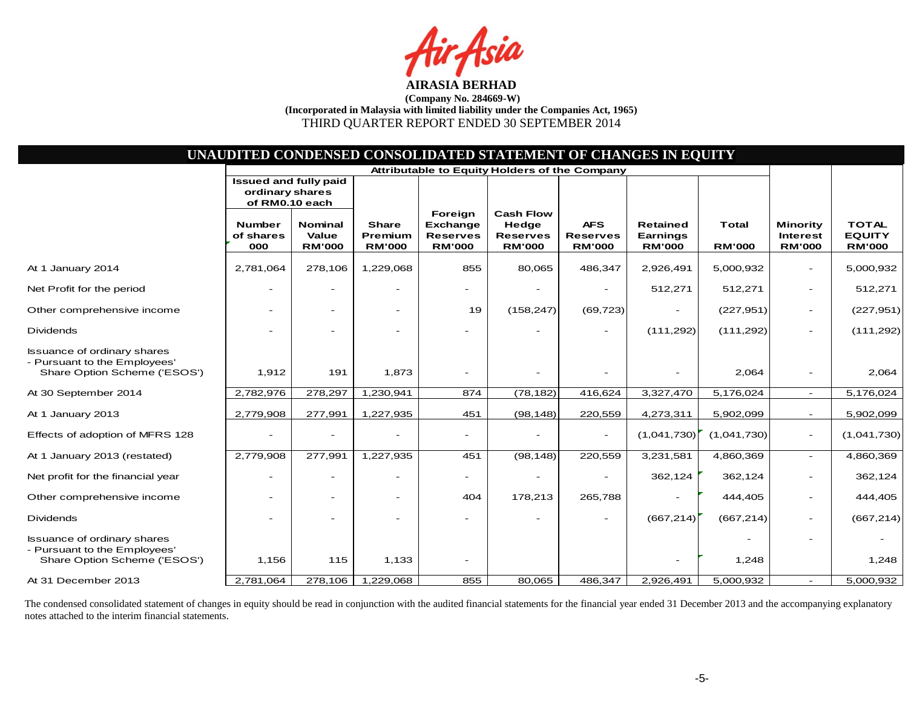**AIRASIA BERHAD**
**(Company No. 284669-W)**
**(Incorporated in Malaysia with limited liability under the Companies Act, 1965)**
THIRD QUARTER REPORT ENDED 30 SEPTEMBER 2014

## UNAUDITED CONDENSED CONSOLIDATED STATEMENT OF CHANGES IN EQUITY

| | Attributable to Equity Holders of the Company | | | | | | | | | |
|---|---|---|---|---|---|---|---|---|---|---|
| | Issued and fully paid ordinary shares of RM0.10 each | | | | | | | | | |
| | Number of shares 000 | Nominal Value RM'000 | Share Premium RM'000 | Foreign Exchange Reserves RM'000 | Cash Flow Hedge Reserves RM'000 | AFS Reserves RM'000 | Retained Earnings RM'000 | Total RM'000 | Minority Interest RM'000 | TOTAL EQUITY RM'000 |
| At 1 January 2014 | 2,781,064 | 278,106 | 1,229,068 | 855 | 80,065 | 486,347 | 2,926,491 | 5,000,932 | - | 5,000,932 |
| Net Profit for the period | - | - | - | - | - | - | 512,271 | 512,271 | - | 512,271 |
| Other comprehensive income | - | - | - | 19 | (158,247) | (69,723) | - | (227,951) | - | (227,951) |
| Dividends | - | - | - | - | - | - | (111,292) | (111,292) | - | (111,292) |
| Issuance of ordinary shares - Pursuant to the Employees' Share Option Scheme ('ESOS') | 1,912 | 191 | 1,873 | - | - | - | - | 2,064 | - | 2,064 |
| At 30 September 2014 | 2,782,976 | 278,297 | 1,230,941 | 874 | (78,182) | 416,624 | 3,327,470 | 5,176,024 | - | 5,176,024 |
| At 1 January 2013 | 2,779,908 | 277,991 | 1,227,935 | 451 | (98,148) | 220,559 | 4,273,311 | 5,902,099 | - | 5,902,099 |
| Effects of adoption of MFRS 128 | - | - | - | - | - | - | (1,041,730) | (1,041,730) | - | (1,041,730) |
| At 1 January 2013 (restated) | 2,779,908 | 277,991 | 1,227,935 | 451 | (98,148) | 220,559 | 3,231,581 | 4,860,369 | - | 4,860,369 |
| Net profit for the financial year | - | - | - | - | - | - | 362,124 | 362,124 | - | 362,124 |
| Other comprehensive income | - | - | - | 404 | 178,213 | 265,788 | - | 444,405 | - | 444,405 |
| Dividends | - | - | - | - | - | - | (667,214) | (667,214) | - | (667,214) |
| Issuance of ordinary shares - Pursuant to the Employees' Share Option Scheme ('ESOS') | 1,156 | 115 | 1,133 | - | | | - | - 1,248 | - | - 1,248 |
| At 31 December 2013 | 2,781,064 | 278,106 | 1,229,068 | 855 | 80,065 | 486,347 | 2,926,491 | 5,000,932 | - | 5,000,932 |

The condensed consolidated statement of changes in equity should be read in conjunction with the audited financial statements for the financial year ended 31 December 2013 and the accompanying explanatory notes attached to the interim financial statements.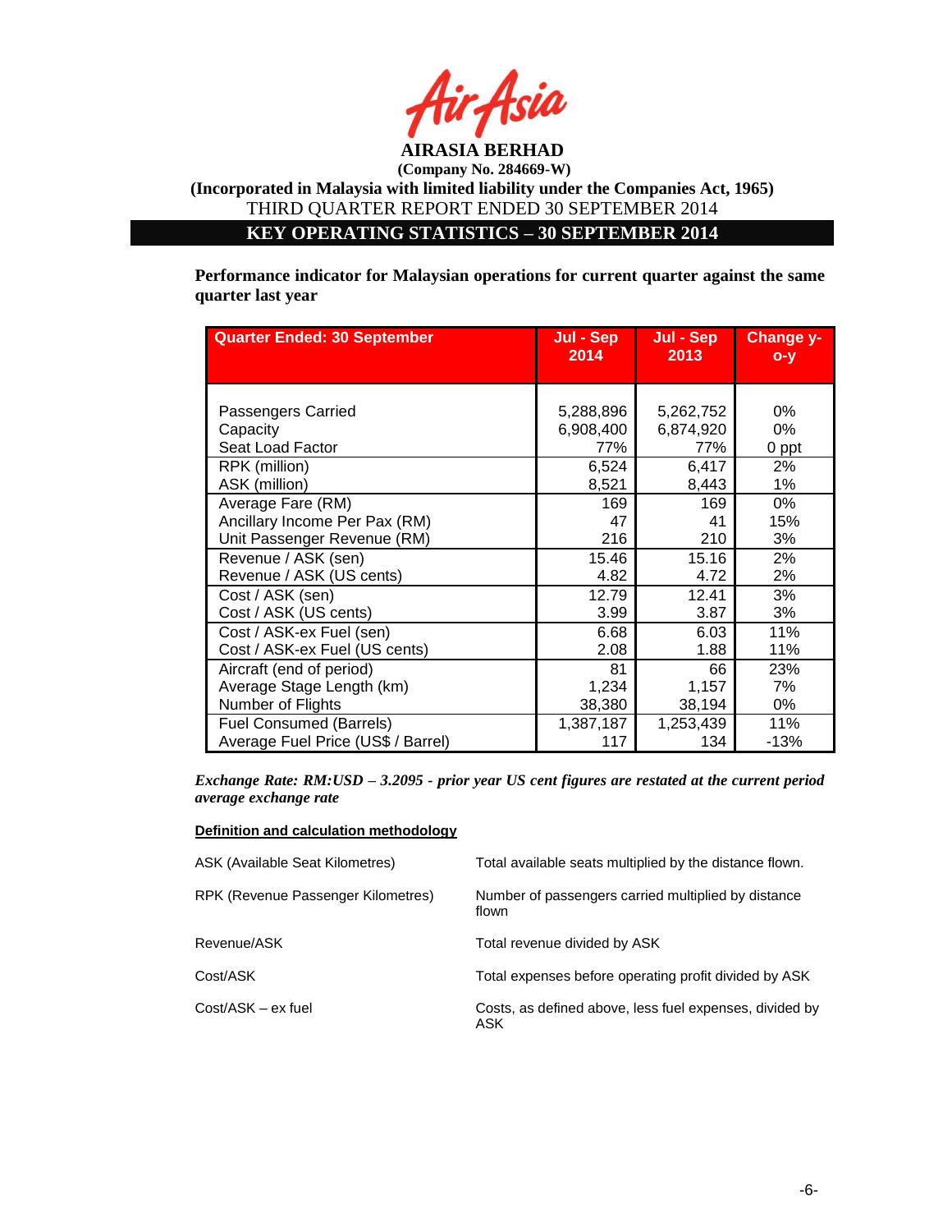**AIRASIA BERHAD**

**(Company No. 284669-W)**

**(Incorporated in Malaysia with limited liability under the Companies Act, 1965)**

THIRD QUARTER REPORT ENDED 30 SEPTEMBER 2014

## KEY OPERATING STATISTICS – 30 SEPTEMBER 2014

**Performance indicator for Malaysian operations for current quarter against the same quarter last year**

| Quarter Ended: 30 September | Jul - Sep 2014 | Jul - Sep 2013 | Change y-o-y |
|---|---|---|---|
| Passengers Carried | 5,288,896 | 5,262,752 | 0% |
| Capacity | 6,908,400 | 6,874,920 | 0% |
| Seat Load Factor | 77% | 77% | 0 ppt |
| RPK (million) | 6,524 | 6,417 | 2% |
| ASK (million) | 8,521 | 8,443 | 1% |
| Average Fare (RM) | 169 | 169 | 0% |
| Ancillary Income Per Pax (RM) | 47 | 41 | 15% |
| Unit Passenger Revenue (RM) | 216 | 210 | 3% |
| Revenue / ASK (sen) | 15.46 | 15.16 | 2% |
| Revenue / ASK (US cents) | 4.82 | 4.72 | 2% |
| Cost / ASK (sen) | 12.79 | 12.41 | 3% |
| Cost / ASK (US cents) | 3.99 | 3.87 | 3% |
| Cost / ASK-ex Fuel (sen) | 6.68 | 6.03 | 11% |
| Cost / ASK-ex Fuel (US cents) | 2.08 | 1.88 | 11% |
| Aircraft (end of period) | 81 | 66 | 23% |
| Average Stage Length (km) | 1,234 | 1,157 | 7% |
| Number of Flights | 38,380 | 38,194 | 0% |
| Fuel Consumed (Barrels) | 1,387,187 | 1,253,439 | 11% |
| Average Fuel Price (US$ / Barrel) | 117 | 134 | -13% |

***Exchange Rate: RM:USD – 3.2095 - prior year US cent figures are restated at the current period average exchange rate***

**Definition and calculation methodology**

| | |
|---|---|
| ASK (Available Seat Kilometres) | Total available seats multiplied by the distance flown. |
| RPK (Revenue Passenger Kilometres) | Number of passengers carried multiplied by distance flown |
| Revenue/ASK | Total revenue divided by ASK |
| Cost/ASK | Total expenses before operating profit divided by ASK |
| Cost/ASK – ex fuel | Costs, as defined above, less fuel expenses, divided by ASK |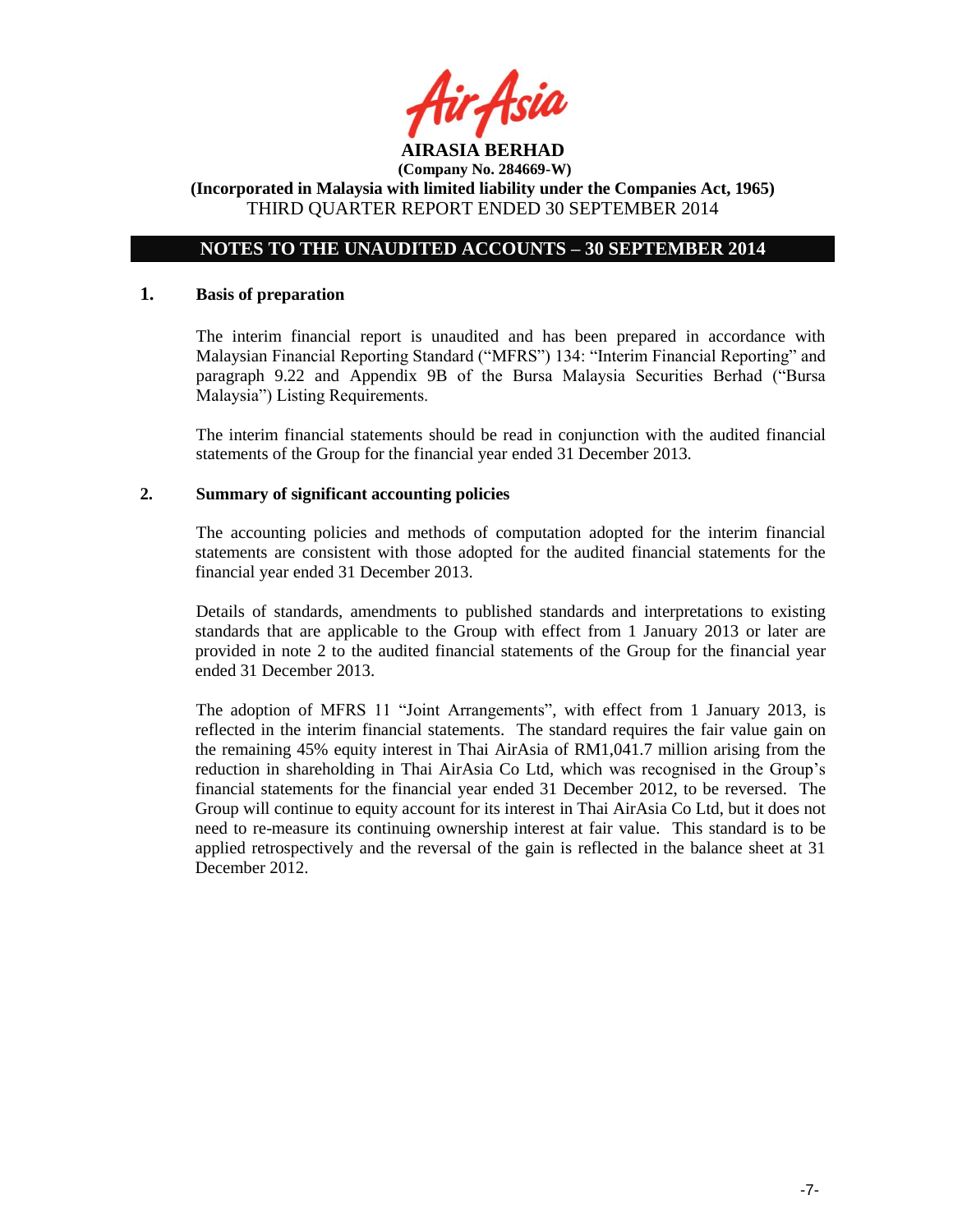**AIRASIA BERHAD**

**(Company No. 284669-W)**

**(Incorporated in Malaysia with limited liability under the Companies Act, 1965)**

THIRD QUARTER REPORT ENDED 30 SEPTEMBER 2014

## NOTES TO THE UNAUDITED ACCOUNTS – 30 SEPTEMBER 2014

### 1. Basis of preparation

The interim financial report is unaudited and has been prepared in accordance with Malaysian Financial Reporting Standard ("MFRS") 134: "Interim Financial Reporting" and paragraph 9.22 and Appendix 9B of the Bursa Malaysia Securities Berhad ("Bursa Malaysia") Listing Requirements.

The interim financial statements should be read in conjunction with the audited financial statements of the Group for the financial year ended 31 December 2013.

### 2. Summary of significant accounting policies

The accounting policies and methods of computation adopted for the interim financial statements are consistent with those adopted for the audited financial statements for the financial year ended 31 December 2013.

Details of standards, amendments to published standards and interpretations to existing standards that are applicable to the Group with effect from 1 January 2013 or later are provided in note 2 to the audited financial statements of the Group for the financial year ended 31 December 2013.

The adoption of MFRS 11 "Joint Arrangements", with effect from 1 January 2013, is reflected in the interim financial statements. The standard requires the fair value gain on the remaining 45% equity interest in Thai AirAsia of RM1,041.7 million arising from the reduction in shareholding in Thai AirAsia Co Ltd, which was recognised in the Group's financial statements for the financial year ended 31 December 2012, to be reversed. The Group will continue to equity account for its interest in Thai AirAsia Co Ltd, but it does not need to re-measure its continuing ownership interest at fair value. This standard is to be applied retrospectively and the reversal of the gain is reflected in the balance sheet at 31 December 2012.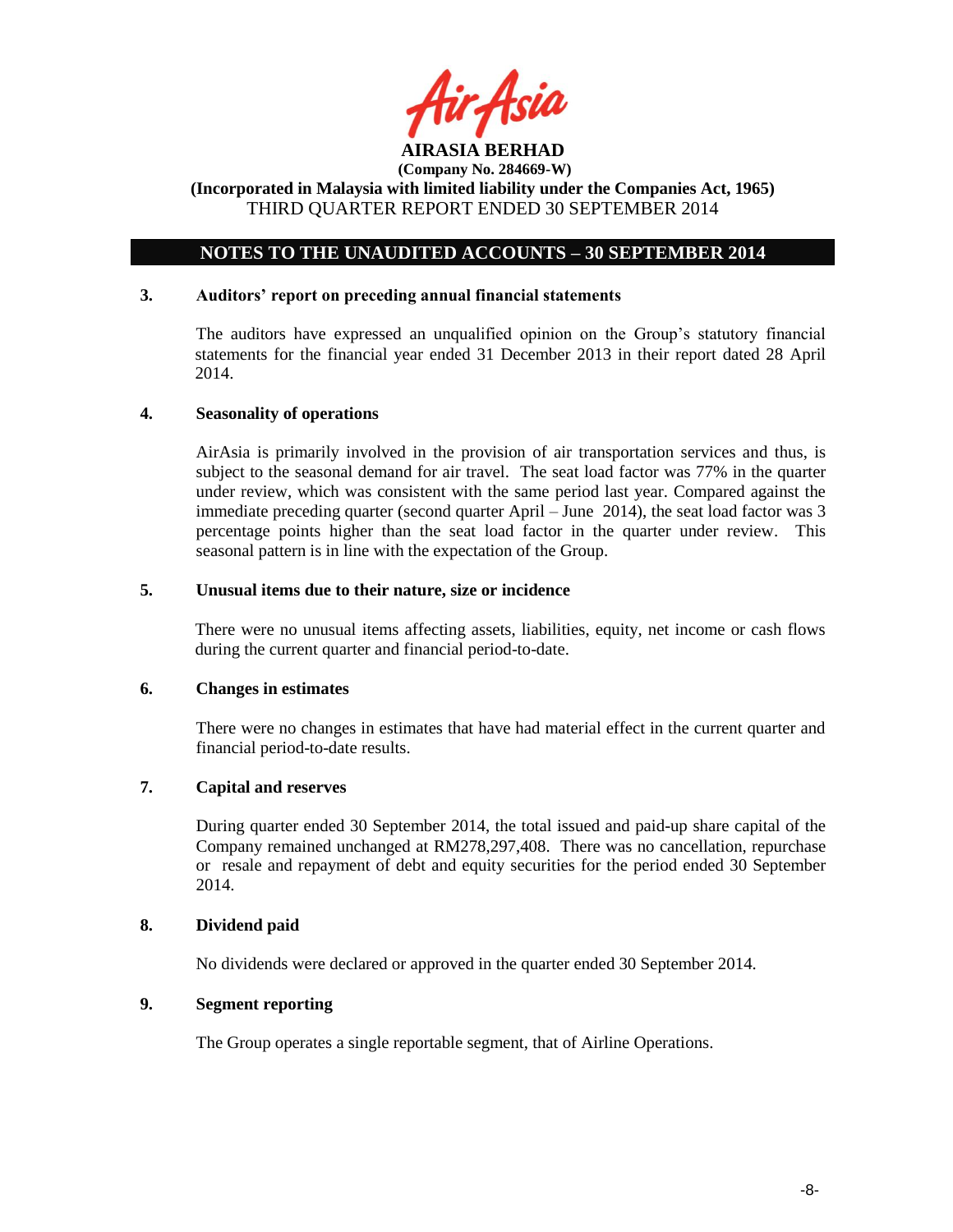**AIRASIA BERHAD**
**(Company No. 284669-W)**
**(Incorporated in Malaysia with limited liability under the Companies Act, 1965)**
THIRD QUARTER REPORT ENDED 30 SEPTEMBER 2014

## NOTES TO THE UNAUDITED ACCOUNTS – 30 SEPTEMBER 2014

### 3. Auditors' report on preceding annual financial statements

The auditors have expressed an unqualified opinion on the Group's statutory financial statements for the financial year ended 31 December 2013 in their report dated 28 April 2014.

### 4. Seasonality of operations

AirAsia is primarily involved in the provision of air transportation services and thus, is subject to the seasonal demand for air travel. The seat load factor was 77% in the quarter under review, which was consistent with the same period last year. Compared against the immediate preceding quarter (second quarter April – June 2014), the seat load factor was 3 percentage points higher than the seat load factor in the quarter under review. This seasonal pattern is in line with the expectation of the Group.

### 5. Unusual items due to their nature, size or incidence

There were no unusual items affecting assets, liabilities, equity, net income or cash flows during the current quarter and financial period-to-date.

### 6. Changes in estimates

There were no changes in estimates that have had material effect in the current quarter and financial period-to-date results.

### 7. Capital and reserves

During quarter ended 30 September 2014, the total issued and paid-up share capital of the Company remained unchanged at RM278,297,408. There was no cancellation, repurchase or resale and repayment of debt and equity securities for the period ended 30 September 2014.

### 8. Dividend paid

No dividends were declared or approved in the quarter ended 30 September 2014.

### 9. Segment reporting

The Group operates a single reportable segment, that of Airline Operations.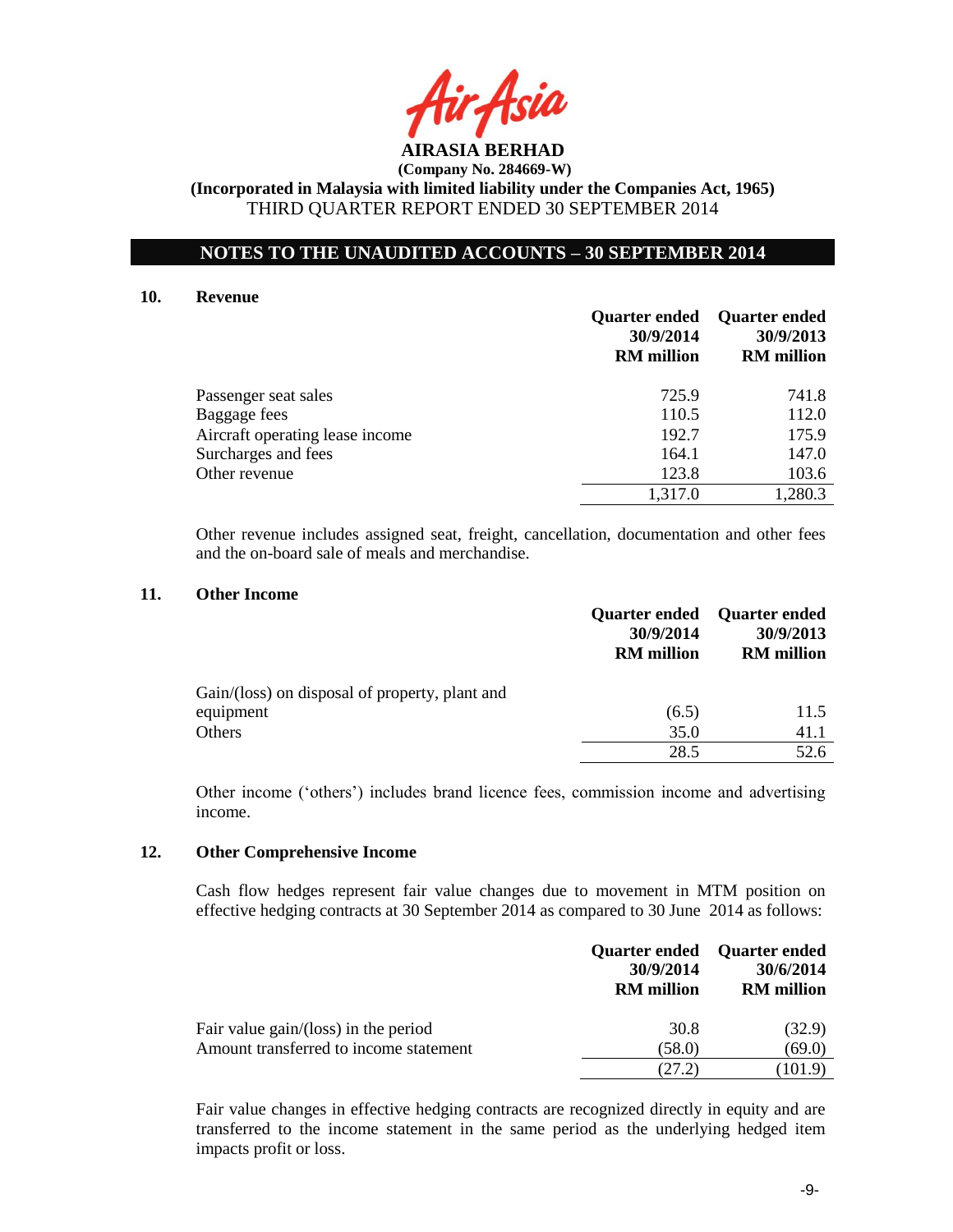**AIRASIA BERHAD**

**(Company No. 284669-W)**

**(Incorporated in Malaysia with limited liability under the Companies Act, 1965)**

THIRD QUARTER REPORT ENDED 30 SEPTEMBER 2014

## NOTES TO THE UNAUDITED ACCOUNTS – 30 SEPTEMBER 2014

### 10. Revenue

| | Quarter ended 30/9/2014 RM million | Quarter ended 30/9/2013 RM million |
|---|---|---|
| Passenger seat sales | 725.9 | 741.8 |
| Baggage fees | 110.5 | 112.0 |
| Aircraft operating lease income | 192.7 | 175.9 |
| Surcharges and fees | 164.1 | 147.0 |
| Other revenue | 123.8 | 103.6 |
| | 1,317.0 | 1,280.3 |

Other revenue includes assigned seat, freight, cancellation, documentation and other fees and the on-board sale of meals and merchandise.

### 11. Other Income

| | Quarter ended 30/9/2014 RM million | Quarter ended 30/9/2013 RM million |
|---|---|---|
| Gain/(loss) on disposal of property, plant and equipment | (6.5) | 11.5 |
| Others | 35.0 | 41.1 |
| | 28.5 | 52.6 |

Other income ('others') includes brand licence fees, commission income and advertising income.

### 12. Other Comprehensive Income

Cash flow hedges represent fair value changes due to movement in MTM position on effective hedging contracts at 30 September 2014 as compared to 30 June 2014 as follows:

| | Quarter ended 30/9/2014 RM million | Quarter ended 30/6/2014 RM million |
|---|---|---|
| Fair value gain/(loss) in the period | 30.8 | (32.9) |
| Amount transferred to income statement | (58.0) | (69.0) |
| | (27.2) | (101.9) |

Fair value changes in effective hedging contracts are recognized directly in equity and are transferred to the income statement in the same period as the underlying hedged item impacts profit or loss.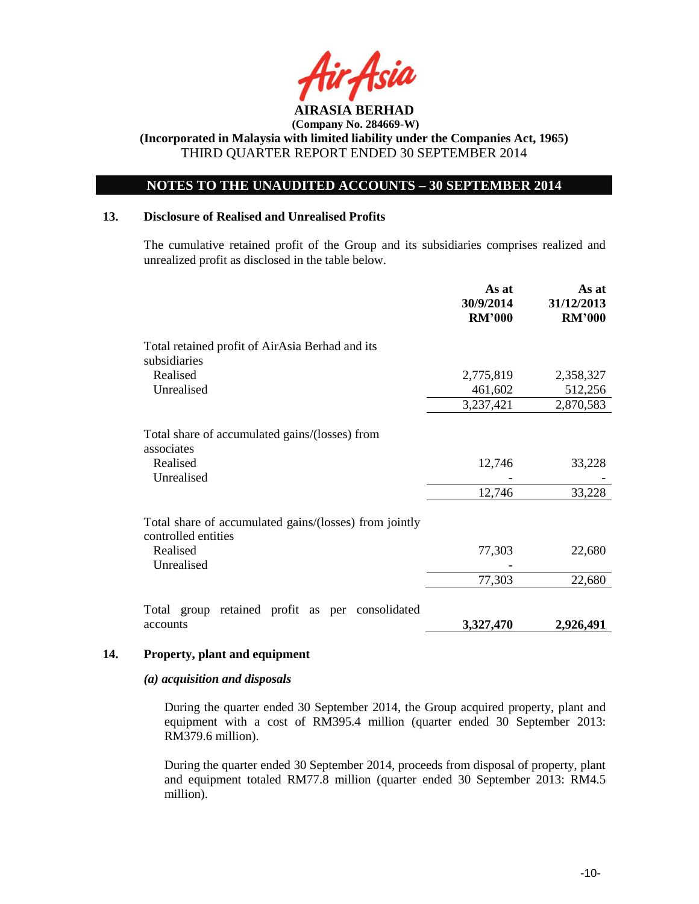## NOTES TO THE UNAUDITED ACCOUNTS – 30 SEPTEMBER 2014

### 13. Disclosure of Realised and Unrealised Profits

The cumulative retained profit of the Group and its subsidiaries comprises realized and unrealized profit as disclosed in the table below.

| | As at 30/9/2014 RM'000 | As at 31/12/2013 RM'000 |
|---|---|---|
| Total retained profit of AirAsia Berhad and its subsidiaries | | |
| Realised | 2,775,819 | 2,358,327 |
| Unrealised | 461,602 | 512,256 |
| | 3,237,421 | 2,870,583 |
| Total share of accumulated gains/(losses) from associates | | |
| Realised | 12,746 | 33,228 |
| Unrealised | - | - |
| | 12,746 | 33,228 |
| Total share of accumulated gains/(losses) from jointly controlled entities | | |
| Realised | 77,303 | 22,680 |
| Unrealised | - | |
| | 77,303 | 22,680 |
| Total group retained profit as per consolidated accounts | **3,327,470** | **2,926,491** |

### 14. Property, plant and equipment

#### *(a) acquisition and disposals*

During the quarter ended 30 September 2014, the Group acquired property, plant and equipment with a cost of RM395.4 million (quarter ended 30 September 2013: RM379.6 million).

During the quarter ended 30 September 2014, proceeds from disposal of property, plant and equipment totaled RM77.8 million (quarter ended 30 September 2013: RM4.5 million).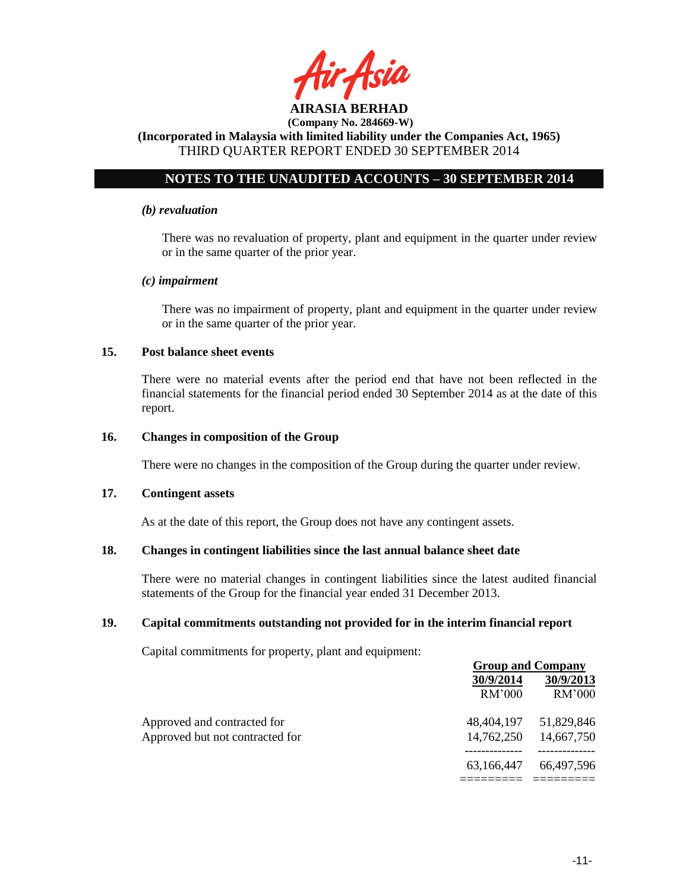### *(b) revaluation*

There was no revaluation of property, plant and equipment in the quarter under review or in the same quarter of the prior year.

### *(c) impairment*

There was no impairment of property, plant and equipment in the quarter under review or in the same quarter of the prior year.

## 15. Post balance sheet events

There were no material events after the period end that have not been reflected in the financial statements for the financial period ended 30 September 2014 as at the date of this report.

## 16. Changes in composition of the Group

There were no changes in the composition of the Group during the quarter under review.

## 17. Contingent assets

As at the date of this report, the Group does not have any contingent assets.

## 18. Changes in contingent liabilities since the last annual balance sheet date

There were no material changes in contingent liabilities since the latest audited financial statements of the Group for the financial year ended 31 December 2013.

## 19. Capital commitments outstanding not provided for in the interim financial report

Capital commitments for property, plant and equipment:

| | Group and Company | |
|---|---|---|
| | 30/9/2014 | 30/9/2013 |
| | RM'000 | RM'000 |
| Approved and contracted for | 48,404,197 | 51,829,846 |
| Approved but not contracted for | 14,762,250 | 14,667,750 |
| | 63,166,447 | 66,497,596 |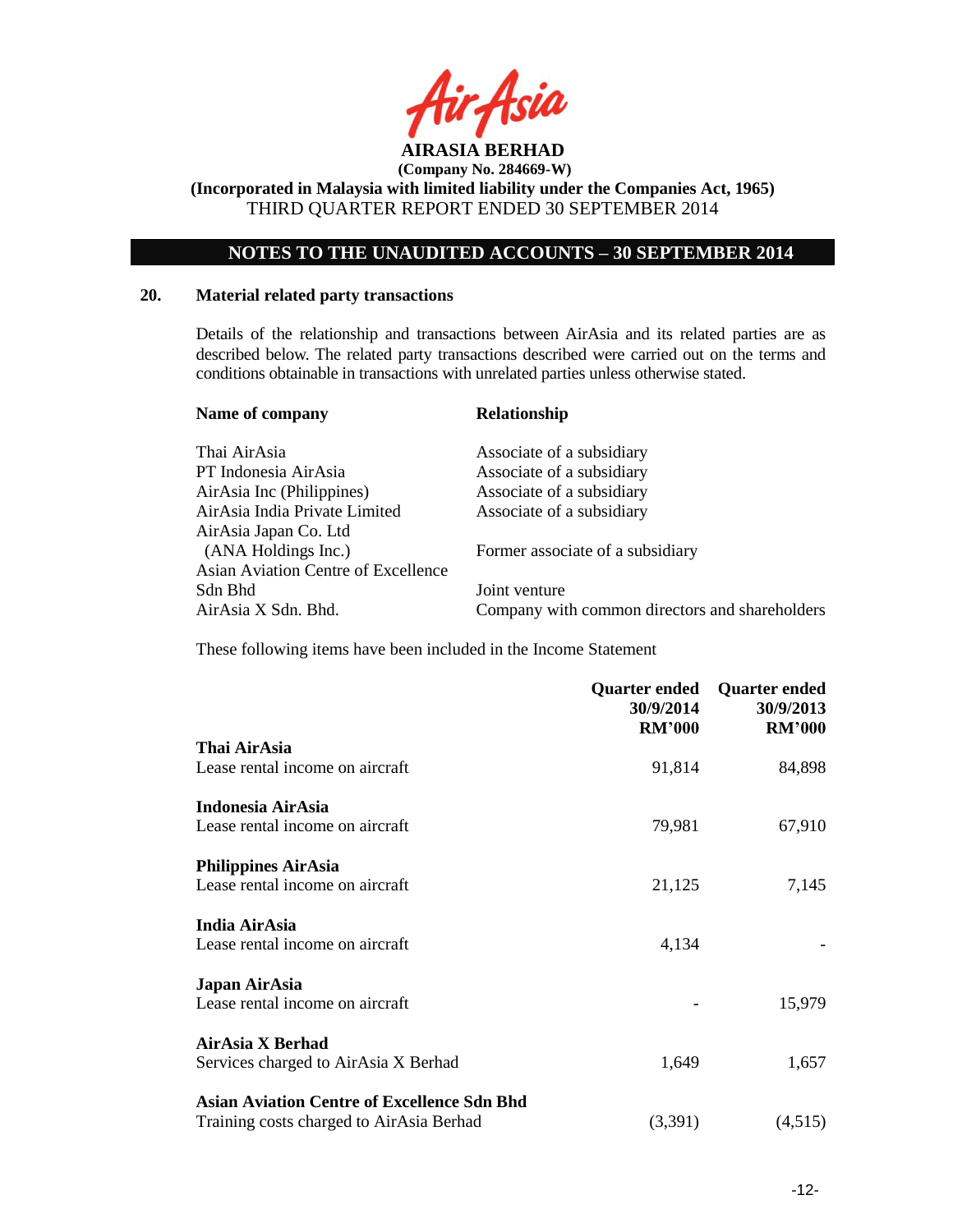# AIRASIA BERHAD

**(Company No. 284669-W)**

**(Incorporated in Malaysia with limited liability under the Companies Act, 1965)**

THIRD QUARTER REPORT ENDED 30 SEPTEMBER 2014

## NOTES TO THE UNAUDITED ACCOUNTS – 30 SEPTEMBER 2014

### 20. Material related party transactions

Details of the relationship and transactions between AirAsia and its related parties are as described below. The related party transactions described were carried out on the terms and conditions obtainable in transactions with unrelated parties unless otherwise stated.

| Name of company | Relationship |
|---|---|
| Thai AirAsia | Associate of a subsidiary |
| PT Indonesia AirAsia | Associate of a subsidiary |
| AirAsia Inc (Philippines) | Associate of a subsidiary |
| AirAsia India Private Limited | Associate of a subsidiary |
| AirAsia Japan Co. Ltd (ANA Holdings Inc.) | Former associate of a subsidiary |
| Asian Aviation Centre of Excellence Sdn Bhd | Joint venture |
| AirAsia X Sdn. Bhd. | Company with common directors and shareholders |

These following items have been included in the Income Statement

| | Quarter ended 30/9/2014 RM'000 | Quarter ended 30/9/2013 RM'000 |
|---|---:|---:|
| **Thai AirAsia** | | |
| Lease rental income on aircraft | 91,814 | 84,898 |
| **Indonesia AirAsia** | | |
| Lease rental income on aircraft | 79,981 | 67,910 |
| **Philippines AirAsia** | | |
| Lease rental income on aircraft | 21,125 | 7,145 |
| **India AirAsia** | | |
| Lease rental income on aircraft | 4,134 | - |
| **Japan AirAsia** | | |
| Lease rental income on aircraft | - | 15,979 |
| **AirAsia X Berhad** | | |
| Services charged to AirAsia X Berhad | 1,649 | 1,657 |
| **Asian Aviation Centre of Excellence Sdn Bhd** | | |
| Training costs charged to AirAsia Berhad | (3,391) | (4,515) |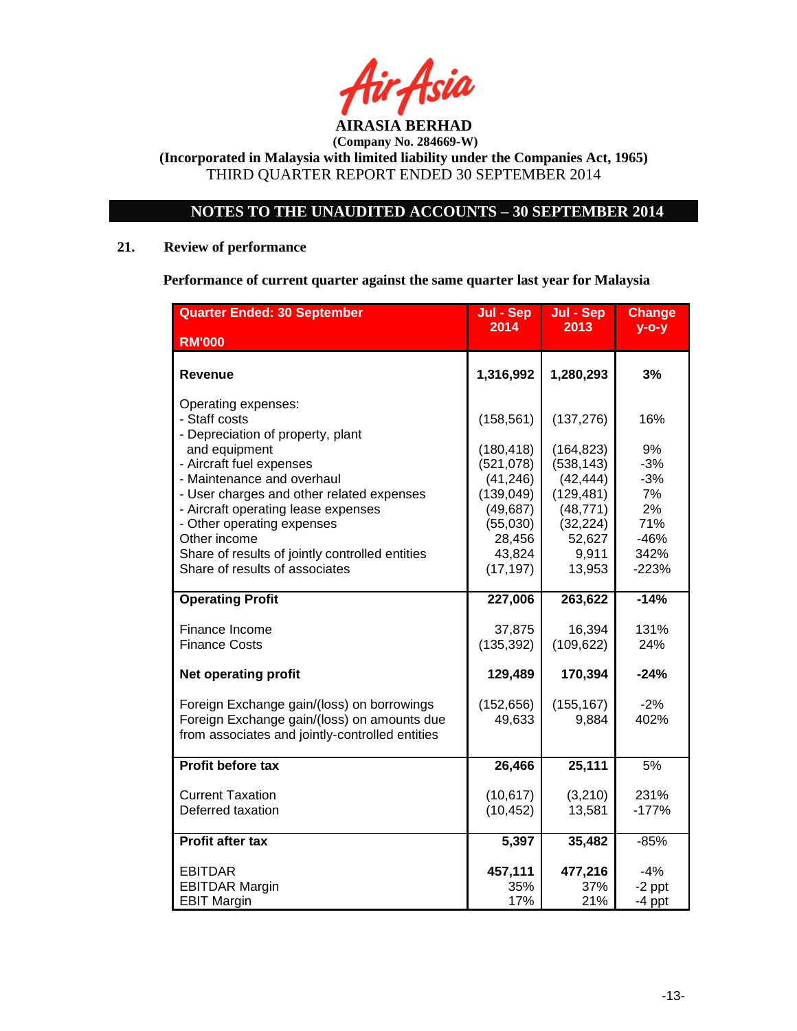**AIRASIA BERHAD**
**(Company No. 284669-W)**
**(Incorporated in Malaysia with limited liability under the Companies Act, 1965)**
THIRD QUARTER REPORT ENDED 30 SEPTEMBER 2014

## NOTES TO THE UNAUDITED ACCOUNTS – 30 SEPTEMBER 2014

### 21. Review of performance

**Performance of current quarter against the same quarter last year for Malaysia**

| Quarter Ended: 30 September<br>RM'000 | Jul - Sep 2014 | Jul - Sep 2013 | Change y-o-y |
|---|---|---|---|
| **Revenue** | **1,316,992** | **1,280,293** | **3%** |
| Operating expenses: | | | |
| - Staff costs | (158,561) | (137,276) | 16% |
| - Depreciation of property, plant and equipment | (180,418) | (164,823) | 9% |
| - Aircraft fuel expenses | (521,078) | (538,143) | -3% |
| - Maintenance and overhaul | (41,246) | (42,444) | -3% |
| - User charges and other related expenses | (139,049) | (129,481) | 7% |
| - Aircraft operating lease expenses | (49,687) | (48,771) | 2% |
| - Other operating expenses | (55,030) | (32,224) | 71% |
| Other income | 28,456 | 52,627 | -46% |
| Share of results of jointly controlled entities | 43,824 | 9,911 | 342% |
| Share of results of associates | (17,197) | 13,953 | -223% |
| **Operating Profit** | **227,006** | **263,622** | **-14%** |
| Finance Income | 37,875 | 16,394 | 131% |
| Finance Costs | (135,392) | (109,622) | 24% |
| **Net operating profit** | **129,489** | **170,394** | **-24%** |
| Foreign Exchange gain/(loss) on borrowings | (152,656) | (155,167) | -2% |
| Foreign Exchange gain/(loss) on amounts due from associates and jointly-controlled entities | 49,633 | 9,884 | 402% |
| **Profit before tax** | **26,466** | **25,111** | 5% |
| Current Taxation | (10,617) | (3,210) | 231% |
| Deferred taxation | (10,452) | 13,581 | -177% |
| **Profit after tax** | **5,397** | **35,482** | -85% |
| EBITDAR | **457,111** | **477,216** | -4% |
| EBITDAR Margin | 35% | 37% | -2 ppt |
| EBIT Margin | 17% | 21% | -4 ppt |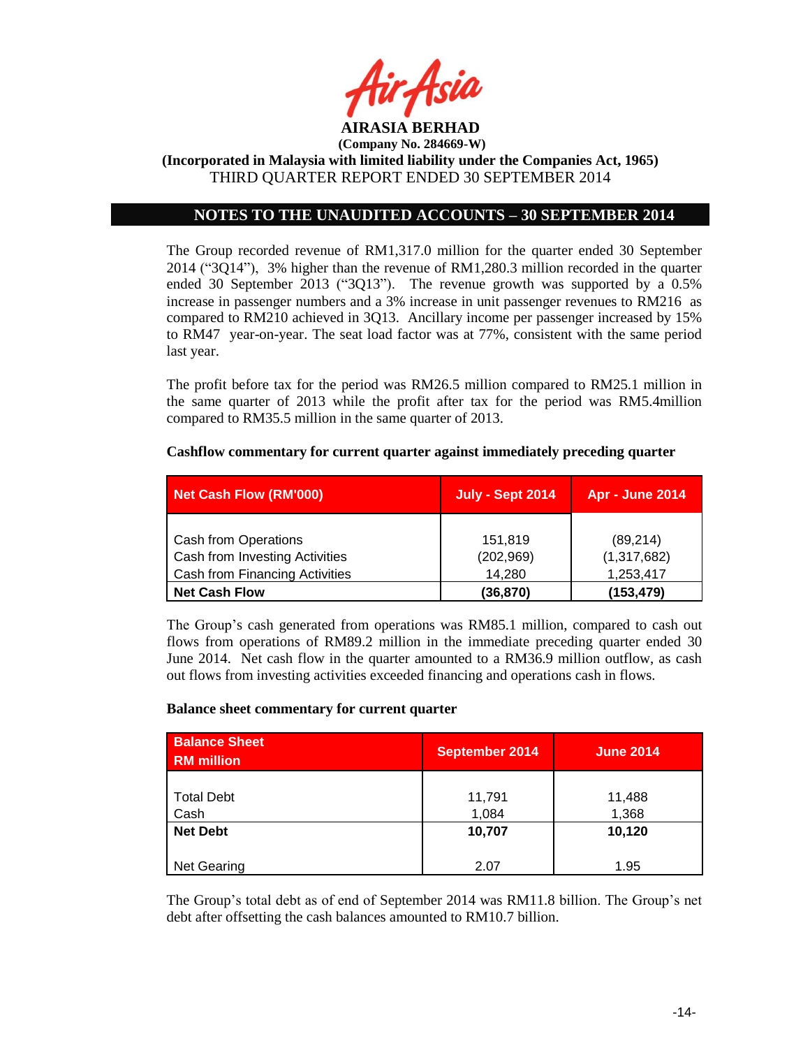**AIRASIA BERHAD**
**(Company No. 284669-W)**
**(Incorporated in Malaysia with limited liability under the Companies Act, 1965)**
THIRD QUARTER REPORT ENDED 30 SEPTEMBER 2014

## NOTES TO THE UNAUDITED ACCOUNTS – 30 SEPTEMBER 2014

The Group recorded revenue of RM1,317.0 million for the quarter ended 30 September 2014 ("3Q14"), 3% higher than the revenue of RM1,280.3 million recorded in the quarter ended 30 September 2013 ("3Q13"). The revenue growth was supported by a 0.5% increase in passenger numbers and a 3% increase in unit passenger revenues to RM216 as compared to RM210 achieved in 3Q13. Ancillary income per passenger increased by 15% to RM47 year-on-year. The seat load factor was at 77%, consistent with the same period last year.

The profit before tax for the period was RM26.5 million compared to RM25.1 million in the same quarter of 2013 while the profit after tax for the period was RM5.4million compared to RM35.5 million in the same quarter of 2013.

**Cashflow commentary for current quarter against immediately preceding quarter**

| Net Cash Flow (RM'000) | July - Sept 2014 | Apr - June 2014 |
|---|---|---|
| Cash from Operations | 151,819 | (89,214) |
| Cash from Investing Activities | (202,969) | (1,317,682) |
| Cash from Financing Activities | 14,280 | 1,253,417 |
| **Net Cash Flow** | **(36,870)** | **(153,479)** |

The Group's cash generated from operations was RM85.1 million, compared to cash out flows from operations of RM89.2 million in the immediate preceding quarter ended 30 June 2014. Net cash flow in the quarter amounted to a RM36.9 million outflow, as cash out flows from investing activities exceeded financing and operations cash in flows.

**Balance sheet commentary for current quarter**

| Balance Sheet RM million | September 2014 | June 2014 |
|---|---|---|
| Total Debt | 11,791 | 11,488 |
| Cash | 1,084 | 1,368 |
| **Net Debt** | **10,707** | **10,120** |
| Net Gearing | 2.07 | 1.95 |

The Group's total debt as of end of September 2014 was RM11.8 billion. The Group's net debt after offsetting the cash balances amounted to RM10.7 billion.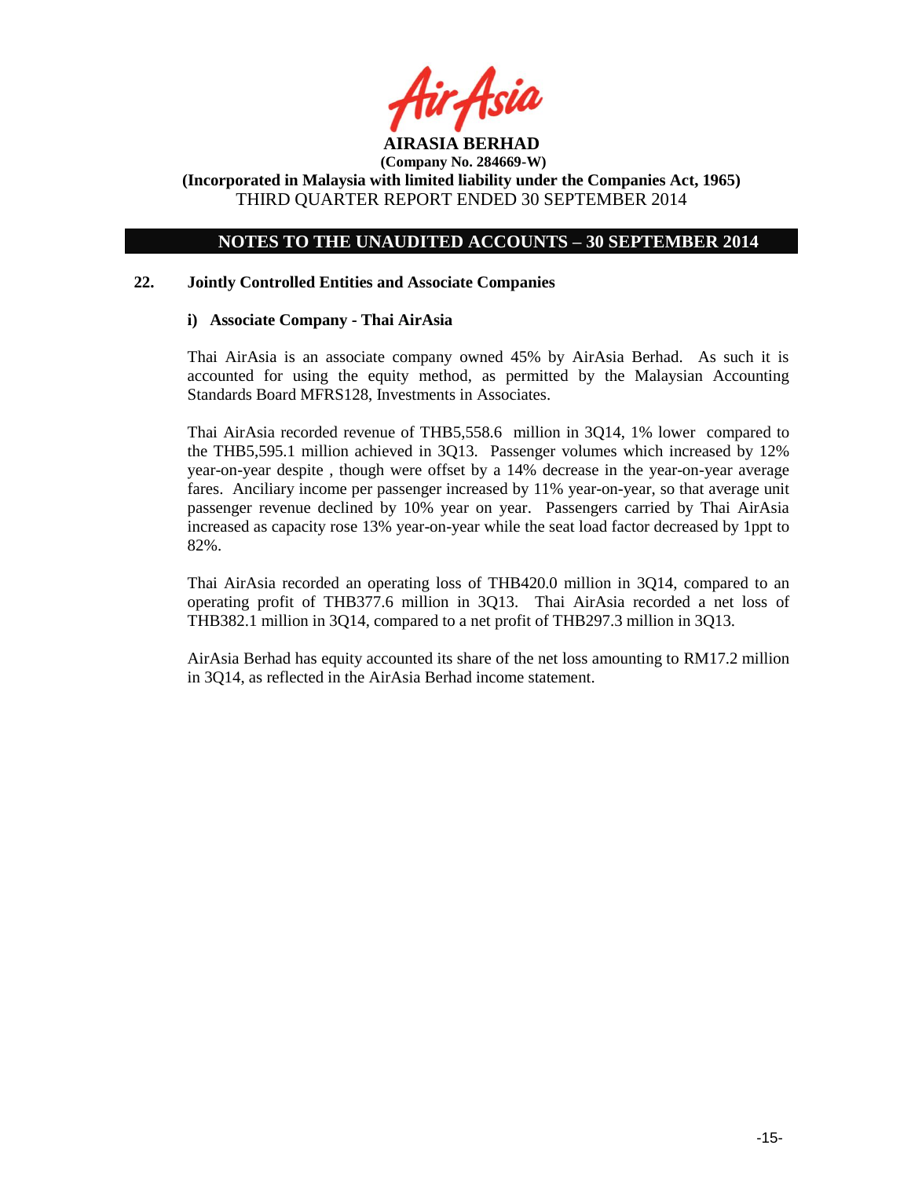**AIRASIA BERHAD**
**(Company No. 284669-W)**
**(Incorporated in Malaysia with limited liability under the Companies Act, 1965)**
THIRD QUARTER REPORT ENDED 30 SEPTEMBER 2014

**NOTES TO THE UNAUDITED ACCOUNTS – 30 SEPTEMBER 2014**

## 22. Jointly Controlled Entities and Associate Companies

### i) Associate Company - Thai AirAsia

Thai AirAsia is an associate company owned 45% by AirAsia Berhad. As such it is accounted for using the equity method, as permitted by the Malaysian Accounting Standards Board MFRS128, Investments in Associates.

Thai AirAsia recorded revenue of THB5,558.6 million in 3Q14, 1% lower compared to the THB5,595.1 million achieved in 3Q13. Passenger volumes which increased by 12% year-on-year despite , though were offset by a 14% decrease in the year-on-year average fares. Anciliary income per passenger increased by 11% year-on-year, so that average unit passenger revenue declined by 10% year on year. Passengers carried by Thai AirAsia increased as capacity rose 13% year-on-year while the seat load factor decreased by 1ppt to 82%.

Thai AirAsia recorded an operating loss of THB420.0 million in 3Q14, compared to an operating profit of THB377.6 million in 3Q13. Thai AirAsia recorded a net loss of THB382.1 million in 3Q14, compared to a net profit of THB297.3 million in 3Q13.

AirAsia Berhad has equity accounted its share of the net loss amounting to RM17.2 million in 3Q14, as reflected in the AirAsia Berhad income statement.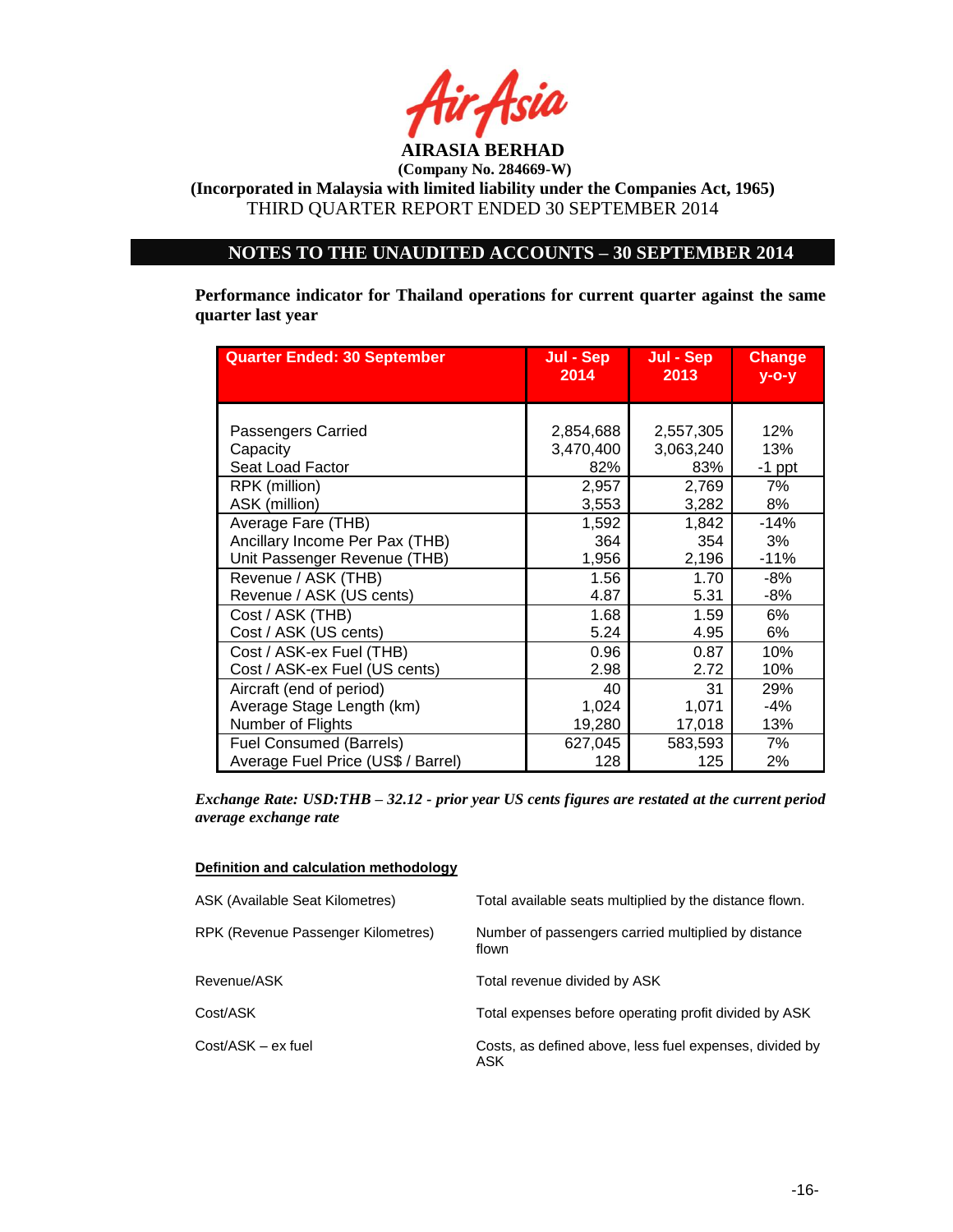**AIRASIA BERHAD**
**(Company No. 284669-W)**
**(Incorporated in Malaysia with limited liability under the Companies Act, 1965)**
THIRD QUARTER REPORT ENDED 30 SEPTEMBER 2014

## NOTES TO THE UNAUDITED ACCOUNTS – 30 SEPTEMBER 2014

**Performance indicator for Thailand operations for current quarter against the same quarter last year**

| Quarter Ended: 30 September | Jul - Sep 2014 | Jul - Sep 2013 | Change y-o-y |
|---|---|---|---|
| Passengers Carried | 2,854,688 | 2,557,305 | 12% |
| Capacity | 3,470,400 | 3,063,240 | 13% |
| Seat Load Factor | 82% | 83% | -1 ppt |
| RPK (million) | 2,957 | 2,769 | 7% |
| ASK (million) | 3,553 | 3,282 | 8% |
| Average Fare (THB) | 1,592 | 1,842 | -14% |
| Ancillary Income Per Pax (THB) | 364 | 354 | 3% |
| Unit Passenger Revenue (THB) | 1,956 | 2,196 | -11% |
| Revenue / ASK (THB) | 1.56 | 1.70 | -8% |
| Revenue / ASK (US cents) | 4.87 | 5.31 | -8% |
| Cost / ASK (THB) | 1.68 | 1.59 | 6% |
| Cost / ASK (US cents) | 5.24 | 4.95 | 6% |
| Cost / ASK-ex Fuel (THB) | 0.96 | 0.87 | 10% |
| Cost / ASK-ex Fuel (US cents) | 2.98 | 2.72 | 10% |
| Aircraft (end of period) | 40 | 31 | 29% |
| Average Stage Length (km) | 1,024 | 1,071 | -4% |
| Number of Flights | 19,280 | 17,018 | 13% |
| Fuel Consumed (Barrels) | 627,045 | 583,593 | 7% |
| Average Fuel Price (US$ / Barrel) | 128 | 125 | 2% |

***Exchange Rate: USD:THB – 32.12 - prior year US cents figures are restated at the current period average exchange rate***

**Definition and calculation methodology**

| | |
|---|---|
| ASK (Available Seat Kilometres) | Total available seats multiplied by the distance flown. |
| RPK (Revenue Passenger Kilometres) | Number of passengers carried multiplied by distance flown |
| Revenue/ASK | Total revenue divided by ASK |
| Cost/ASK | Total expenses before operating profit divided by ASK |
| Cost/ASK – ex fuel | Costs, as defined above, less fuel expenses, divided by ASK |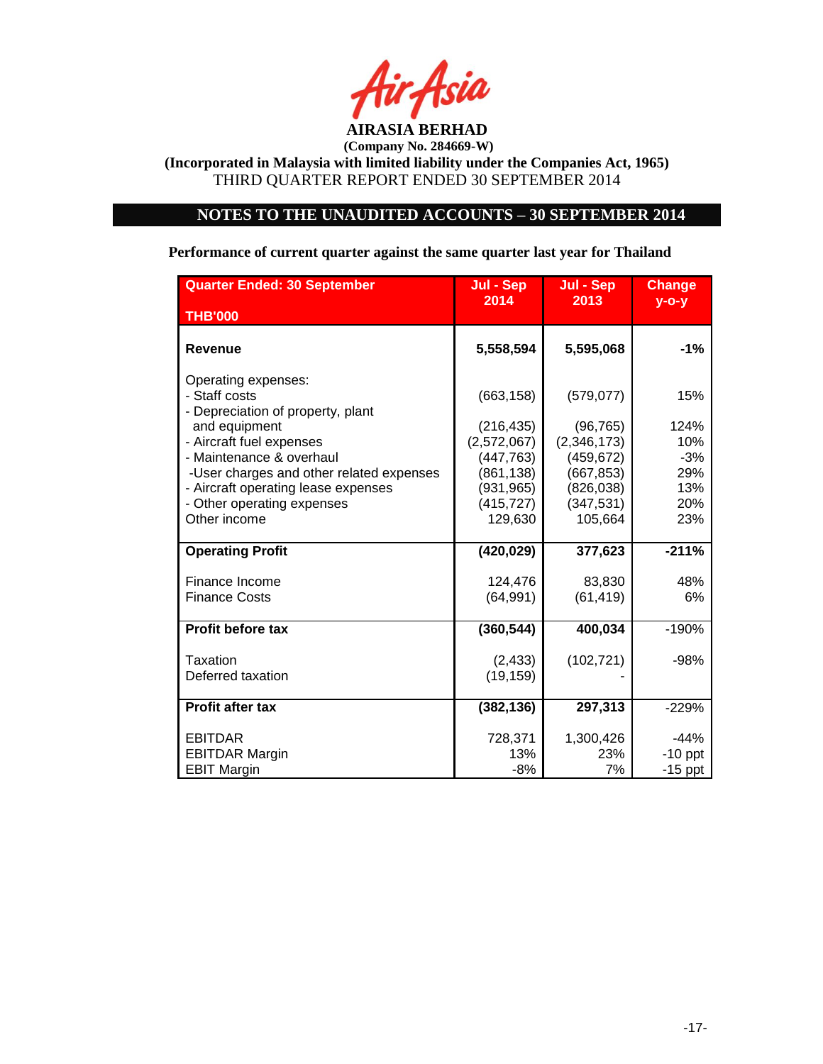**AIRASIA BERHAD**

**(Company No. 284669-W)**

**(Incorporated in Malaysia with limited liability under the Companies Act, 1965)**

THIRD QUARTER REPORT ENDED 30 SEPTEMBER 2014

## NOTES TO THE UNAUDITED ACCOUNTS – 30 SEPTEMBER 2014

**Performance of current quarter against the same quarter last year for Thailand**

| Quarter Ended: 30 September<br>THB'000 | Jul - Sep 2014 | Jul - Sep 2013 | Change y-o-y |
|---|---|---|---|
| **Revenue** | **5,558,594** | **5,595,068** | **-1%** |
| Operating expenses: | | | |
| - Staff costs | (663,158) | (579,077) | 15% |
| - Depreciation of property, plant and equipment | (216,435) | (96,765) | 124% |
| - Aircraft fuel expenses | (2,572,067) | (2,346,173) | 10% |
| - Maintenance & overhaul | (447,763) | (459,672) | -3% |
| -User charges and other related expenses | (861,138) | (667,853) | 29% |
| - Aircraft operating lease expenses | (931,965) | (826,038) | 13% |
| - Other operating expenses | (415,727) | (347,531) | 20% |
| Other income | 129,630 | 105,664 | 23% |
| **Operating Profit** | **(420,029)** | **377,623** | **-211%** |
| Finance Income | 124,476 | 83,830 | 48% |
| Finance Costs | (64,991) | (61,419) | 6% |
| **Profit before tax** | **(360,544)** | **400,034** | -190% |
| Taxation | (2,433) | (102,721) | -98% |
| Deferred taxation | (19,159) | - | |
| **Profit after tax** | **(382,136)** | **297,313** | -229% |
| EBITDAR | 728,371 | 1,300,426 | -44% |
| EBITDAR Margin | 13% | 23% | -10 ppt |
| EBIT Margin | -8% | 7% | -15 ppt |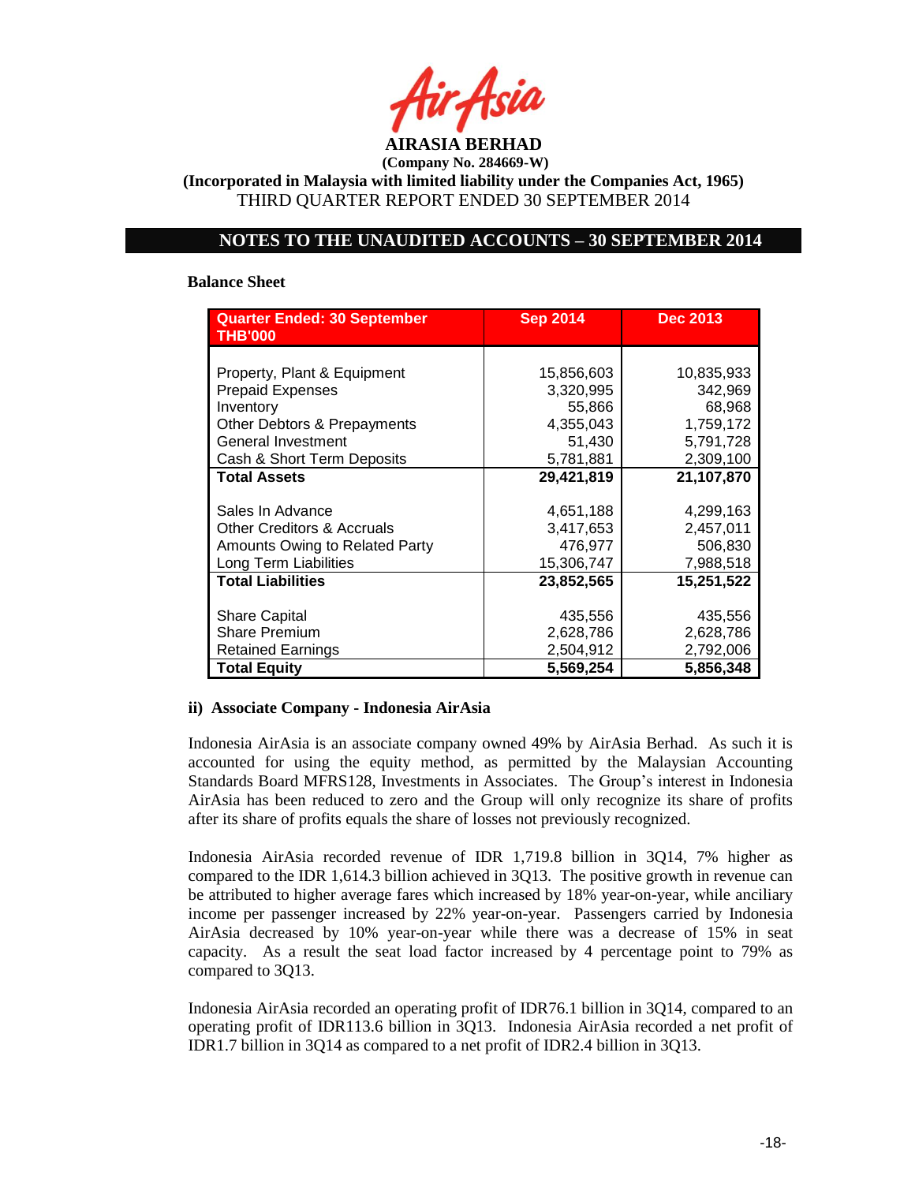**AIRASIA BERHAD**

**(Company No. 284669-W)**

**(Incorporated in Malaysia with limited liability under the Companies Act, 1965)**

THIRD QUARTER REPORT ENDED 30 SEPTEMBER 2014

## NOTES TO THE UNAUDITED ACCOUNTS – 30 SEPTEMBER 2014

**Balance Sheet**

| Quarter Ended: 30 September THB'000 | Sep 2014 | Dec 2013 |
|---|---|---|
| Property, Plant & Equipment | 15,856,603 | 10,835,933 |
| Prepaid Expenses | 3,320,995 | 342,969 |
| Inventory | 55,866 | 68,968 |
| Other Debtors & Prepayments | 4,355,043 | 1,759,172 |
| General Investment | 51,430 | 5,791,728 |
| Cash & Short Term Deposits | 5,781,881 | 2,309,100 |
| **Total Assets** | **29,421,819** | **21,107,870** |
| Sales In Advance | 4,651,188 | 4,299,163 |
| Other Creditors & Accruals | 3,417,653 | 2,457,011 |
| Amounts Owing to Related Party | 476,977 | 506,830 |
| Long Term Liabilities | 15,306,747 | 7,988,518 |
| **Total Liabilities** | **23,852,565** | **15,251,522** |
| Share Capital | 435,556 | 435,556 |
| Share Premium | 2,628,786 | 2,628,786 |
| Retained Earnings | 2,504,912 | 2,792,006 |
| **Total Equity** | **5,569,254** | **5,856,348** |

**ii) Associate Company - Indonesia AirAsia**

Indonesia AirAsia is an associate company owned 49% by AirAsia Berhad. As such it is accounted for using the equity method, as permitted by the Malaysian Accounting Standards Board MFRS128, Investments in Associates. The Group's interest in Indonesia AirAsia has been reduced to zero and the Group will only recognize its share of profits after its share of profits equals the share of losses not previously recognized.

Indonesia AirAsia recorded revenue of IDR 1,719.8 billion in 3Q14, 7% higher as compared to the IDR 1,614.3 billion achieved in 3Q13. The positive growth in revenue can be attributed to higher average fares which increased by 18% year-on-year, while anciliary income per passenger increased by 22% year-on-year. Passengers carried by Indonesia AirAsia decreased by 10% year-on-year while there was a decrease of 15% in seat capacity. As a result the seat load factor increased by 4 percentage point to 79% as compared to 3Q13.

Indonesia AirAsia recorded an operating profit of IDR76.1 billion in 3Q14, compared to an operating profit of IDR113.6 billion in 3Q13. Indonesia AirAsia recorded a net profit of IDR1.7 billion in 3Q14 as compared to a net profit of IDR2.4 billion in 3Q13.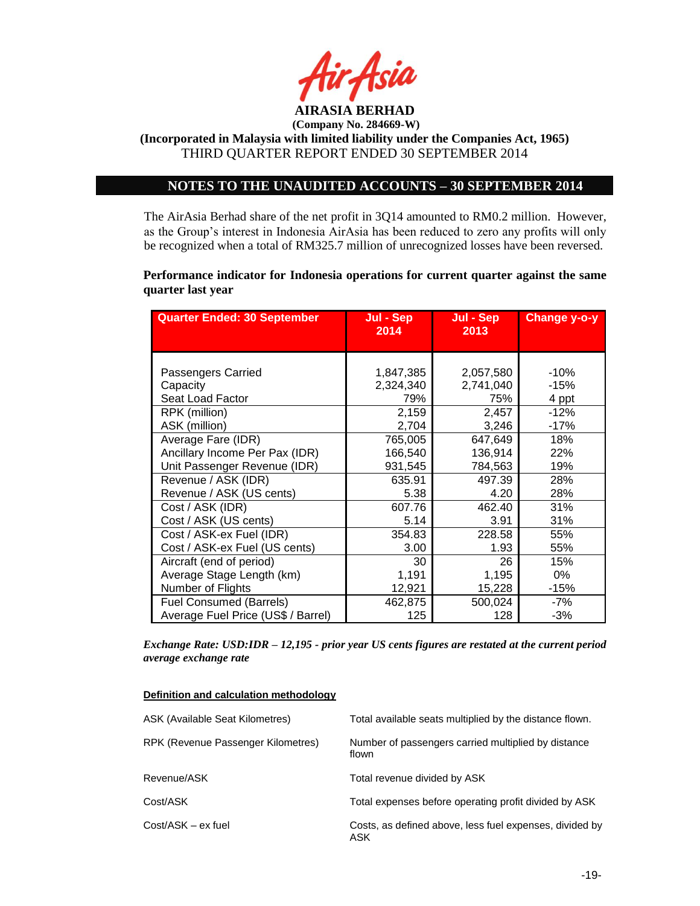**AIRASIA BERHAD**
**(Company No. 284669-W)**
**(Incorporated in Malaysia with limited liability under the Companies Act, 1965)**
THIRD QUARTER REPORT ENDED 30 SEPTEMBER 2014

## NOTES TO THE UNAUDITED ACCOUNTS – 30 SEPTEMBER 2014

The AirAsia Berhad share of the net profit in 3Q14 amounted to RM0.2 million. However, as the Group's interest in Indonesia AirAsia has been reduced to zero any profits will only be recognized when a total of RM325.7 million of unrecognized losses have been reversed.

**Performance indicator for Indonesia operations for current quarter against the same quarter last year**

| Quarter Ended: 30 September | Jul - Sep 2014 | Jul - Sep 2013 | Change y-o-y |
|---|---|---|---|
| Passengers Carried | 1,847,385 | 2,057,580 | -10% |
| Capacity | 2,324,340 | 2,741,040 | -15% |
| Seat Load Factor | 79% | 75% | 4 ppt |
| RPK (million) | 2,159 | 2,457 | -12% |
| ASK (million) | 2,704 | 3,246 | -17% |
| Average Fare (IDR) | 765,005 | 647,649 | 18% |
| Ancillary Income Per Pax (IDR) | 166,540 | 136,914 | 22% |
| Unit Passenger Revenue (IDR) | 931,545 | 784,563 | 19% |
| Revenue / ASK (IDR) | 635.91 | 497.39 | 28% |
| Revenue / ASK (US cents) | 5.38 | 4.20 | 28% |
| Cost / ASK (IDR) | 607.76 | 462.40 | 31% |
| Cost / ASK (US cents) | 5.14 | 3.91 | 31% |
| Cost / ASK-ex Fuel (IDR) | 354.83 | 228.58 | 55% |
| Cost / ASK-ex Fuel (US cents) | 3.00 | 1.93 | 55% |
| Aircraft (end of period) | 30 | 26 | 15% |
| Average Stage Length (km) | 1,191 | 1,195 | 0% |
| Number of Flights | 12,921 | 15,228 | -15% |
| Fuel Consumed (Barrels) | 462,875 | 500,024 | -7% |
| Average Fuel Price (US$ / Barrel) | 125 | 128 | -3% |

***Exchange Rate: USD:IDR – 12,195 - prior year US cents figures are restated at the current period average exchange rate***

**Definition and calculation methodology**

| | |
|---|---|
| ASK (Available Seat Kilometres) | Total available seats multiplied by the distance flown. |
| RPK (Revenue Passenger Kilometres) | Number of passengers carried multiplied by distance flown |
| Revenue/ASK | Total revenue divided by ASK |
| Cost/ASK | Total expenses before operating profit divided by ASK |
| Cost/ASK – ex fuel | Costs, as defined above, less fuel expenses, divided by ASK |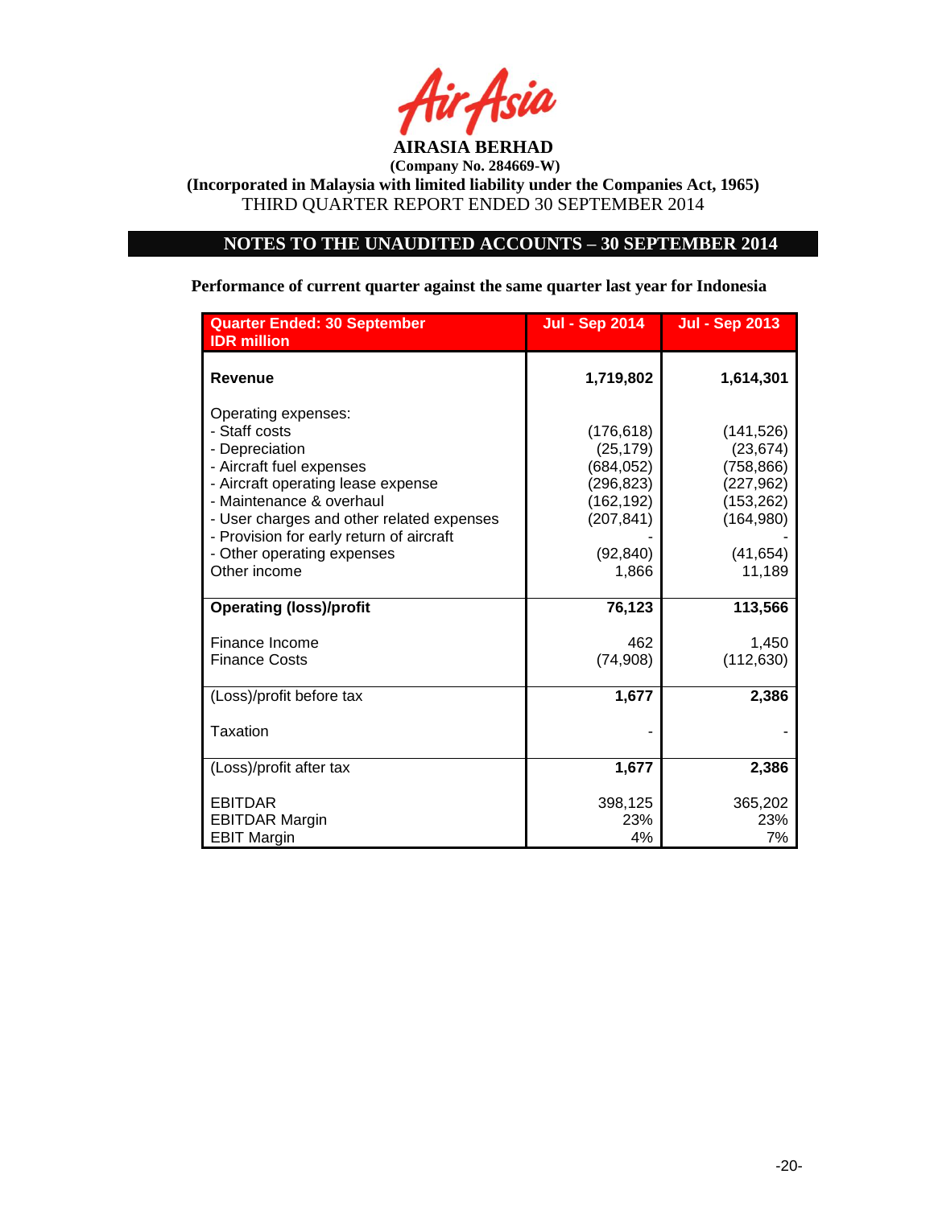**AIRASIA BERHAD**
**(Company No. 284669-W)**
**(Incorporated in Malaysia with limited liability under the Companies Act, 1965)**
THIRD QUARTER REPORT ENDED 30 SEPTEMBER 2014

## NOTES TO THE UNAUDITED ACCOUNTS – 30 SEPTEMBER 2014

**Performance of current quarter against the same quarter last year for Indonesia**

| Quarter Ended: 30 September<br>IDR million | Jul - Sep 2014 | Jul - Sep 2013 |
|---|---|---|
| **Revenue** | **1,719,802** | **1,614,301** |
| Operating expenses: | | |
| - Staff costs | (176,618) | (141,526) |
| - Depreciation | (25,179) | (23,674) |
| - Aircraft fuel expenses | (684,052) | (758,866) |
| - Aircraft operating lease expense | (296,823) | (227,962) |
| - Maintenance & overhaul | (162,192) | (153,262) |
| - User charges and other related expenses | (207,841) | (164,980) |
| - Provision for early return of aircraft | - | - |
| - Other operating expenses | (92,840) | (41,654) |
| Other income | 1,866 | 11,189 |
| **Operating (loss)/profit** | **76,123** | **113,566** |
| Finance Income | 462 | 1,450 |
| Finance Costs | (74,908) | (112,630) |
| (Loss)/profit before tax | **1,677** | **2,386** |
| Taxation | - | - |
| (Loss)/profit after tax | **1,677** | **2,386** |
| EBITDAR | 398,125 | 365,202 |
| EBITDAR Margin | 23% | 23% |
| EBIT Margin | 4% | 7% |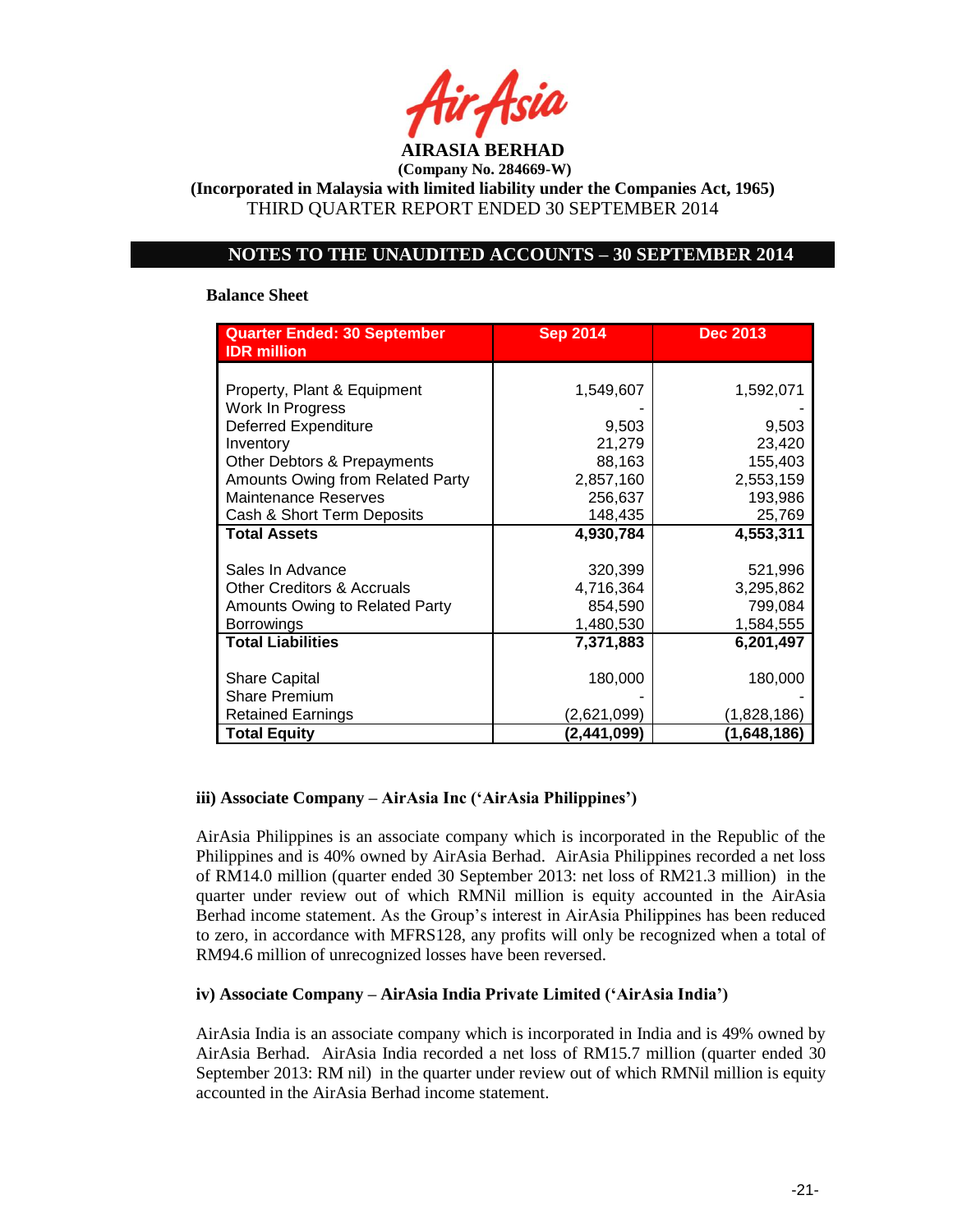**Balance Sheet**

| Quarter Ended: 30 September IDR million | Sep 2014 | Dec 2013 |
|---|---|---|
| Property, Plant & Equipment | 1,549,607 | 1,592,071 |
| Work In Progress | - | - |
| Deferred Expenditure | 9,503 | 9,503 |
| Inventory | 21,279 | 23,420 |
| Other Debtors & Prepayments | 88,163 | 155,403 |
| Amounts Owing from Related Party | 2,857,160 | 2,553,159 |
| Maintenance Reserves | 256,637 | 193,986 |
| Cash & Short Term Deposits | 148,435 | 25,769 |
| **Total Assets** | **4,930,784** | **4,553,311** |
| Sales In Advance | 320,399 | 521,996 |
| Other Creditors & Accruals | 4,716,364 | 3,295,862 |
| Amounts Owing to Related Party | 854,590 | 799,084 |
| Borrowings | 1,480,530 | 1,584,555 |
| **Total Liabilities** | **7,371,883** | **6,201,497** |
| Share Capital | 180,000 | 180,000 |
| Share Premium | - | - |
| Retained Earnings | (2,621,099) | (1,828,186) |
| **Total Equity** | **(2,441,099)** | **(1,648,186)** |

**iii) Associate Company – AirAsia Inc ('AirAsia Philippines')**

AirAsia Philippines is an associate company which is incorporated in the Republic of the Philippines and is 40% owned by AirAsia Berhad. AirAsia Philippines recorded a net loss of RM14.0 million (quarter ended 30 September 2013: net loss of RM21.3 million) in the quarter under review out of which RMNil million is equity accounted in the AirAsia Berhad income statement. As the Group's interest in AirAsia Philippines has been reduced to zero, in accordance with MFRS128, any profits will only be recognized when a total of RM94.6 million of unrecognized losses have been reversed.

**iv) Associate Company – AirAsia India Private Limited ('AirAsia India')**

AirAsia India is an associate company which is incorporated in India and is 49% owned by AirAsia Berhad. AirAsia India recorded a net loss of RM15.7 million (quarter ended 30 September 2013: RM nil) in the quarter under review out of which RMNil million is equity accounted in the AirAsia Berhad income statement.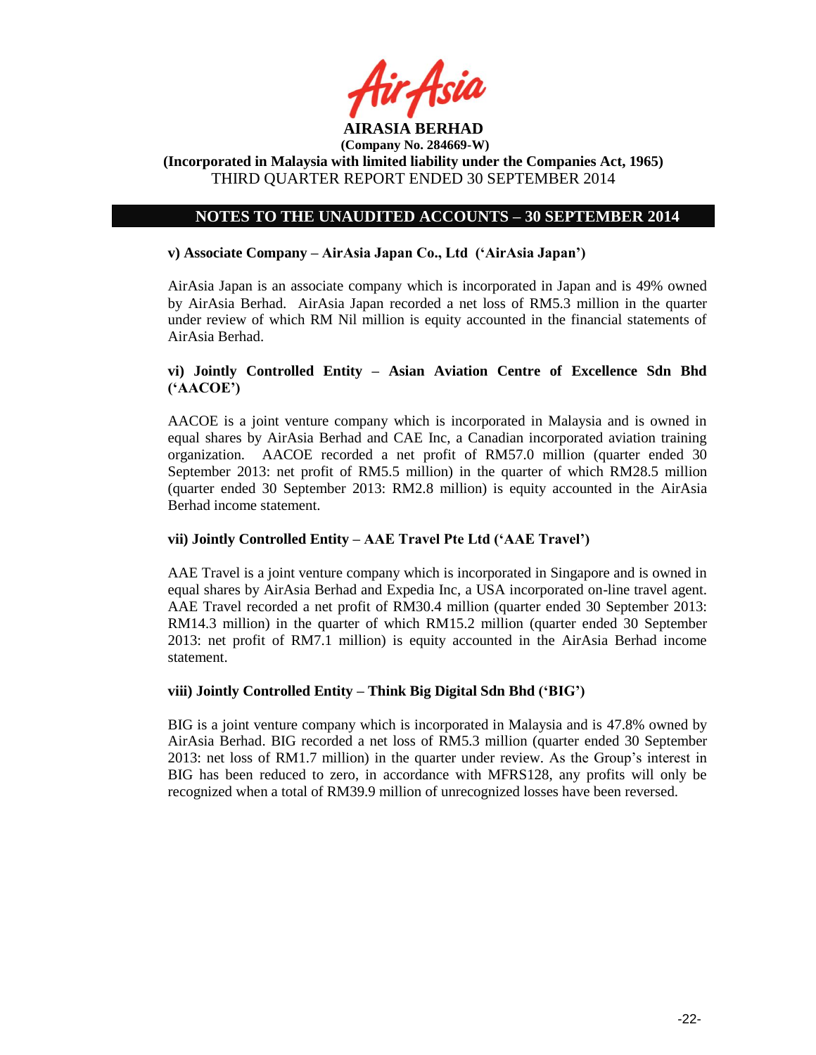## NOTES TO THE UNAUDITED ACCOUNTS – 30 SEPTEMBER 2014

### v) Associate Company – AirAsia Japan Co., Ltd ('AirAsia Japan')

AirAsia Japan is an associate company which is incorporated in Japan and is 49% owned by AirAsia Berhad. AirAsia Japan recorded a net loss of RM5.3 million in the quarter under review of which RM Nil million is equity accounted in the financial statements of AirAsia Berhad.

### vi) Jointly Controlled Entity – Asian Aviation Centre of Excellence Sdn Bhd ('AACOE')

AACOE is a joint venture company which is incorporated in Malaysia and is owned in equal shares by AirAsia Berhad and CAE Inc, a Canadian incorporated aviation training organization. AACOE recorded a net profit of RM57.0 million (quarter ended 30 September 2013: net profit of RM5.5 million) in the quarter of which RM28.5 million (quarter ended 30 September 2013: RM2.8 million) is equity accounted in the AirAsia Berhad income statement.

### vii) Jointly Controlled Entity – AAE Travel Pte Ltd ('AAE Travel')

AAE Travel is a joint venture company which is incorporated in Singapore and is owned in equal shares by AirAsia Berhad and Expedia Inc, a USA incorporated on-line travel agent. AAE Travel recorded a net profit of RM30.4 million (quarter ended 30 September 2013: RM14.3 million) in the quarter of which RM15.2 million (quarter ended 30 September 2013: net profit of RM7.1 million) is equity accounted in the AirAsia Berhad income statement.

### viii) Jointly Controlled Entity – Think Big Digital Sdn Bhd ('BIG')

BIG is a joint venture company which is incorporated in Malaysia and is 47.8% owned by AirAsia Berhad. BIG recorded a net loss of RM5.3 million (quarter ended 30 September 2013: net loss of RM1.7 million) in the quarter under review. As the Group's interest in BIG has been reduced to zero, in accordance with MFRS128, any profits will only be recognized when a total of RM39.9 million of unrecognized losses have been reversed.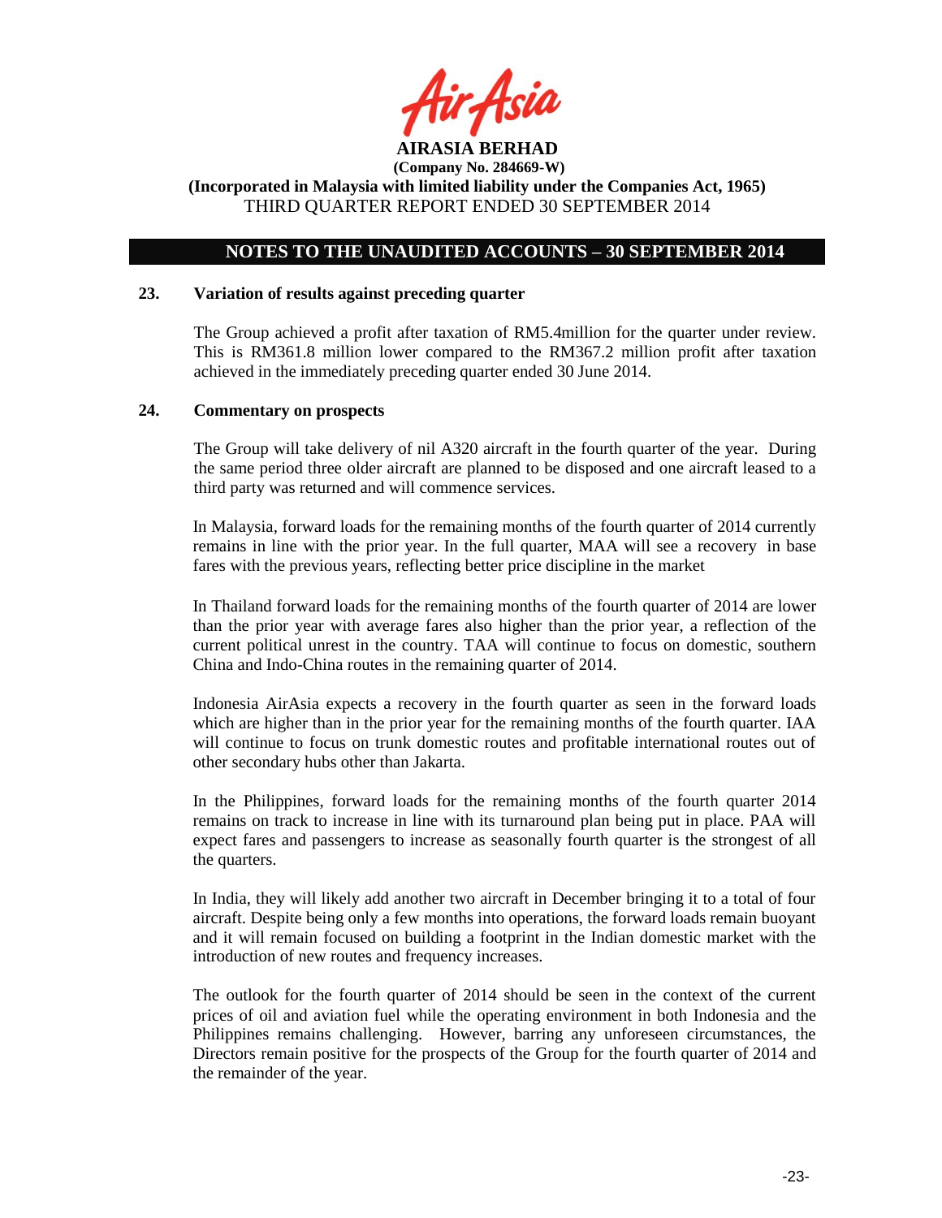**AIRASIA BERHAD**
**(Company No. 284669-W)**
**(Incorporated in Malaysia with limited liability under the Companies Act, 1965)**
THIRD QUARTER REPORT ENDED 30 SEPTEMBER 2014

## NOTES TO THE UNAUDITED ACCOUNTS – 30 SEPTEMBER 2014

### 23. Variation of results against preceding quarter

The Group achieved a profit after taxation of RM5.4million for the quarter under review. This is RM361.8 million lower compared to the RM367.2 million profit after taxation achieved in the immediately preceding quarter ended 30 June 2014.

### 24. Commentary on prospects

The Group will take delivery of nil A320 aircraft in the fourth quarter of the year. During the same period three older aircraft are planned to be disposed and one aircraft leased to a third party was returned and will commence services.

In Malaysia, forward loads for the remaining months of the fourth quarter of 2014 currently remains in line with the prior year. In the full quarter, MAA will see a recovery in base fares with the previous years, reflecting better price discipline in the market

In Thailand forward loads for the remaining months of the fourth quarter of 2014 are lower than the prior year with average fares also higher than the prior year, a reflection of the current political unrest in the country. TAA will continue to focus on domestic, southern China and Indo-China routes in the remaining quarter of 2014.

Indonesia AirAsia expects a recovery in the fourth quarter as seen in the forward loads which are higher than in the prior year for the remaining months of the fourth quarter. IAA will continue to focus on trunk domestic routes and profitable international routes out of other secondary hubs other than Jakarta.

In the Philippines, forward loads for the remaining months of the fourth quarter 2014 remains on track to increase in line with its turnaround plan being put in place. PAA will expect fares and passengers to increase as seasonally fourth quarter is the strongest of all the quarters.

In India, they will likely add another two aircraft in December bringing it to a total of four aircraft. Despite being only a few months into operations, the forward loads remain buoyant and it will remain focused on building a footprint in the Indian domestic market with the introduction of new routes and frequency increases.

The outlook for the fourth quarter of 2014 should be seen in the context of the current prices of oil and aviation fuel while the operating environment in both Indonesia and the Philippines remains challenging. However, barring any unforeseen circumstances, the Directors remain positive for the prospects of the Group for the fourth quarter of 2014 and the remainder of the year.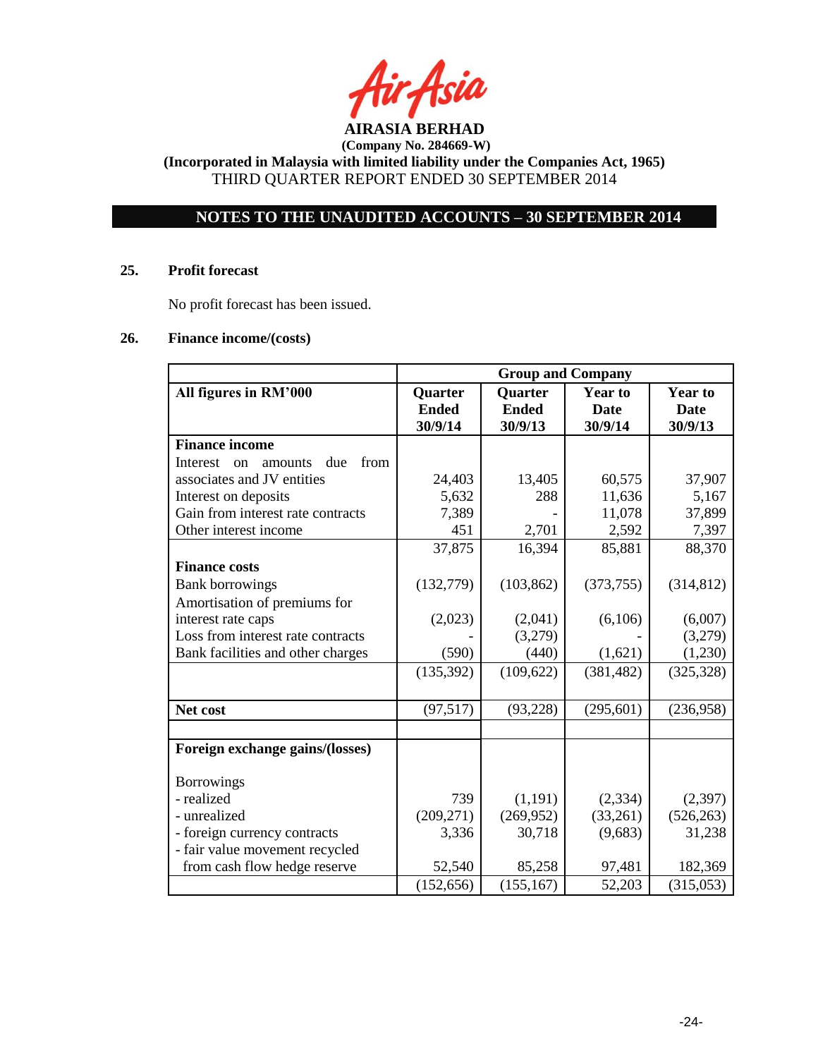AIRASIA BERHAD

(Company No. 284669-W)

(Incorporated in Malaysia with limited liability under the Companies Act, 1965)

THIRD QUARTER REPORT ENDED 30 SEPTEMBER 2014

## NOTES TO THE UNAUDITED ACCOUNTS – 30 SEPTEMBER 2014

### 25. Profit forecast

No profit forecast has been issued.

### 26. Finance income/(costs)

| | Group and Company | | | |
|---|---|---|---|---|
| **All figures in RM'000** | **Quarter Ended 30/9/14** | **Quarter Ended 30/9/13** | **Year to Date 30/9/14** | **Year to Date 30/9/13** |
| **Finance income** | | | | |
| Interest on amounts due from associates and JV entities | 24,403 | 13,405 | 60,575 | 37,907 |
| Interest on deposits | 5,632 | 288 | 11,636 | 5,167 |
| Gain from interest rate contracts | 7,389 | - | 11,078 | 37,899 |
| Other interest income | 451 | 2,701 | 2,592 | 7,397 |
| | 37,875 | 16,394 | 85,881 | 88,370 |
| **Finance costs** | | | | |
| Bank borrowings | (132,779) | (103,862) | (373,755) | (314,812) |
| Amortisation of premiums for interest rate caps | (2,023) | (2,041) | (6,106) | (6,007) |
| Loss from interest rate contracts | - | (3,279) | - | (3,279) |
| Bank facilities and other charges | (590) | (440) | (1,621) | (1,230) |
| | (135,392) | (109,622) | (381,482) | (325,328) |
| **Net cost** | (97,517) | (93,228) | (295,601) | (236,958) |
| | | | | |
| **Foreign exchange gains/(losses)** | | | | |
| Borrowings | | | | |
| - realized | 739 | (1,191) | (2,334) | (2,397) |
| - unrealized | (209,271) | (269,952) | (33,261) | (526,263) |
| - foreign currency contracts | 3,336 | 30,718 | (9,683) | 31,238 |
| - fair value movement recycled from cash flow hedge reserve | 52,540 | 85,258 | 97,481 | 182,369 |
| | (152,656) | (155,167) | 52,203 | (315,053) |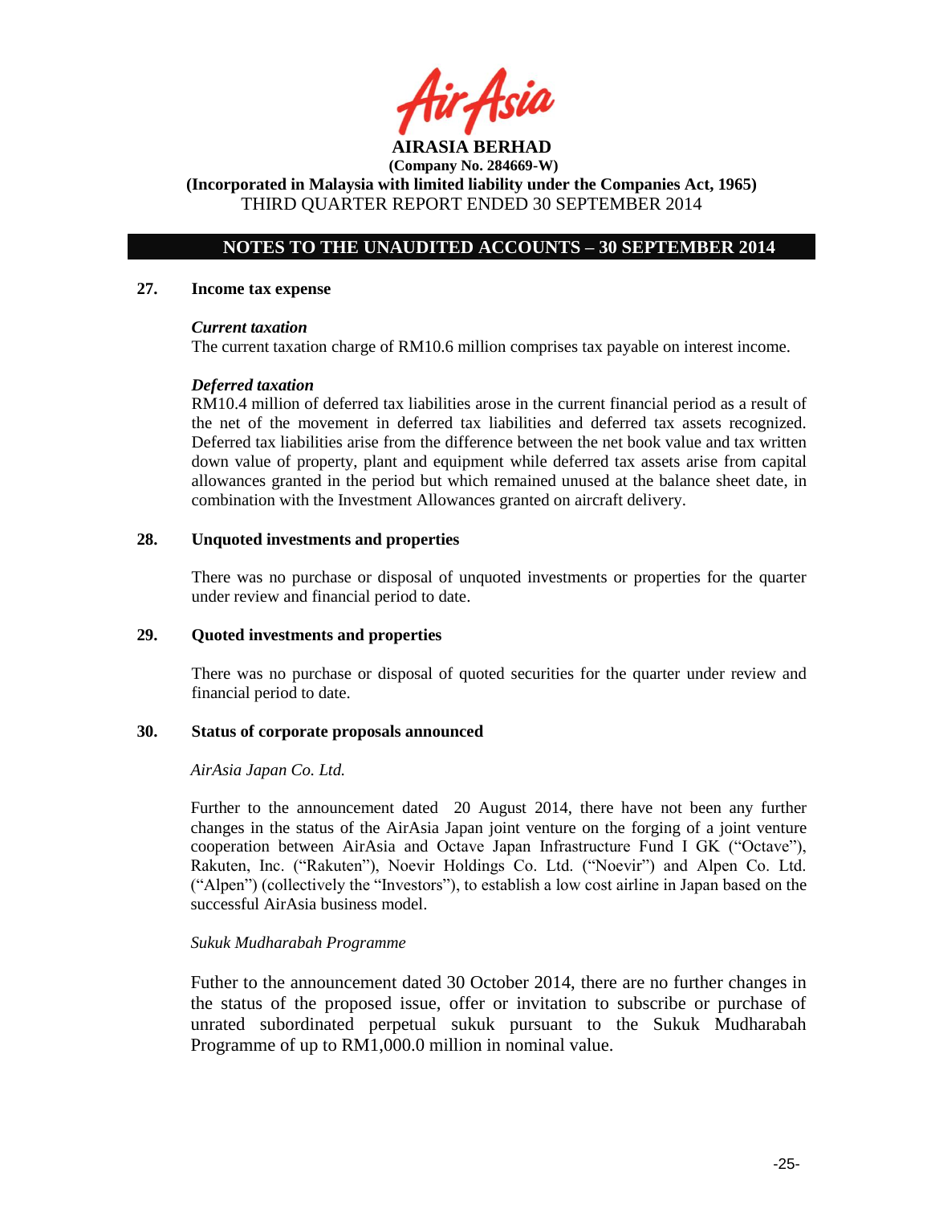## 27. Income tax expense

### *Current taxation*

The current taxation charge of RM10.6 million comprises tax payable on interest income.

### *Deferred taxation*

RM10.4 million of deferred tax liabilities arose in the current financial period as a result of the net of the movement in deferred tax liabilities and deferred tax assets recognized. Deferred tax liabilities arise from the difference between the net book value and tax written down value of property, plant and equipment while deferred tax assets arise from capital allowances granted in the period but which remained unused at the balance sheet date, in combination with the Investment Allowances granted on aircraft delivery.

## 28. Unquoted investments and properties

There was no purchase or disposal of unquoted investments or properties for the quarter under review and financial period to date.

## 29. Quoted investments and properties

There was no purchase or disposal of quoted securities for the quarter under review and financial period to date.

## 30. Status of corporate proposals announced

*AirAsia Japan Co. Ltd.*

Further to the announcement dated 20 August 2014, there have not been any further changes in the status of the AirAsia Japan joint venture on the forging of a joint venture cooperation between AirAsia and Octave Japan Infrastructure Fund I GK ("Octave"), Rakuten, Inc. ("Rakuten"), Noevir Holdings Co. Ltd. ("Noevir") and Alpen Co. Ltd. ("Alpen") (collectively the "Investors"), to establish a low cost airline in Japan based on the successful AirAsia business model.

*Sukuk Mudharabah Programme*

Futher to the announcement dated 30 October 2014, there are no further changes in the status of the proposed issue, offer or invitation to subscribe or purchase of unrated subordinated perpetual sukuk pursuant to the Sukuk Mudharabah Programme of up to RM1,000.0 million in nominal value.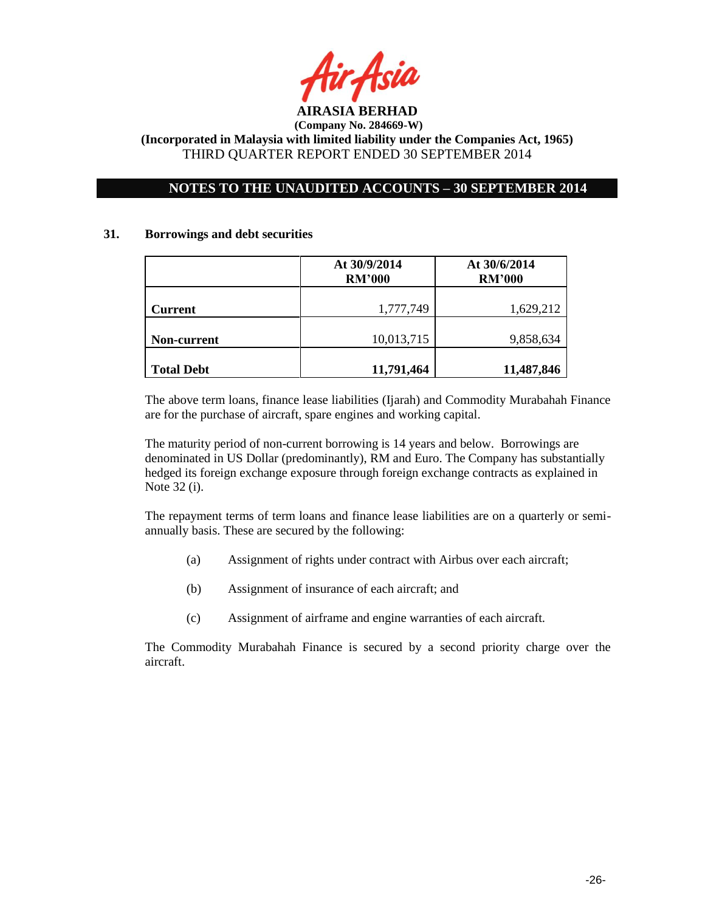**AIRASIA BERHAD**
**(Company No. 284669-W)**
**(Incorporated in Malaysia with limited liability under the Companies Act, 1965)**
THIRD QUARTER REPORT ENDED 30 SEPTEMBER 2014

## NOTES TO THE UNAUDITED ACCOUNTS – 30 SEPTEMBER 2014

### 31. Borrowings and debt securities

| | At 30/9/2014 RM'000 | At 30/6/2014 RM'000 |
|---|---|---|
| **Current** | 1,777,749 | 1,629,212 |
| **Non-current** | 10,013,715 | 9,858,634 |
| **Total Debt** | **11,791,464** | **11,487,846** |

The above term loans, finance lease liabilities (Ijarah) and Commodity Murabahah Finance are for the purchase of aircraft, spare engines and working capital.

The maturity period of non-current borrowing is 14 years and below. Borrowings are denominated in US Dollar (predominantly), RM and Euro. The Company has substantially hedged its foreign exchange exposure through foreign exchange contracts as explained in Note 32 (i).

The repayment terms of term loans and finance lease liabilities are on a quarterly or semi-annually basis. These are secured by the following:

(a) Assignment of rights under contract with Airbus over each aircraft;

(b) Assignment of insurance of each aircraft; and

(c) Assignment of airframe and engine warranties of each aircraft.

The Commodity Murabahah Finance is secured by a second priority charge over the aircraft.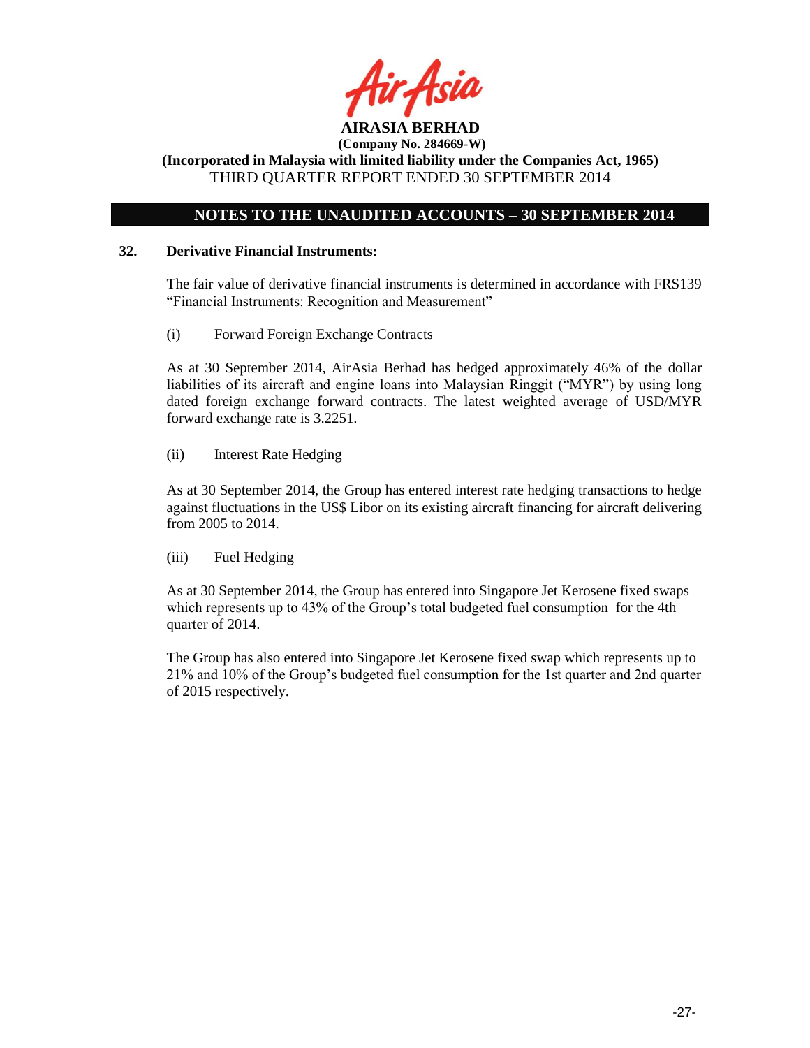## NOTES TO THE UNAUDITED ACCOUNTS – 30 SEPTEMBER 2014

### 32. Derivative Financial Instruments:

The fair value of derivative financial instruments is determined in accordance with FRS139 "Financial Instruments: Recognition and Measurement"

(i) Forward Foreign Exchange Contracts

As at 30 September 2014, AirAsia Berhad has hedged approximately 46% of the dollar liabilities of its aircraft and engine loans into Malaysian Ringgit ("MYR") by using long dated foreign exchange forward contracts. The latest weighted average of USD/MYR forward exchange rate is 3.2251.

(ii) Interest Rate Hedging

As at 30 September 2014, the Group has entered interest rate hedging transactions to hedge against fluctuations in the US$ Libor on its existing aircraft financing for aircraft delivering from 2005 to 2014.

(iii) Fuel Hedging

As at 30 September 2014, the Group has entered into Singapore Jet Kerosene fixed swaps which represents up to 43% of the Group's total budgeted fuel consumption for the 4th quarter of 2014.

The Group has also entered into Singapore Jet Kerosene fixed swap which represents up to 21% and 10% of the Group's budgeted fuel consumption for the 1st quarter and 2nd quarter of 2015 respectively.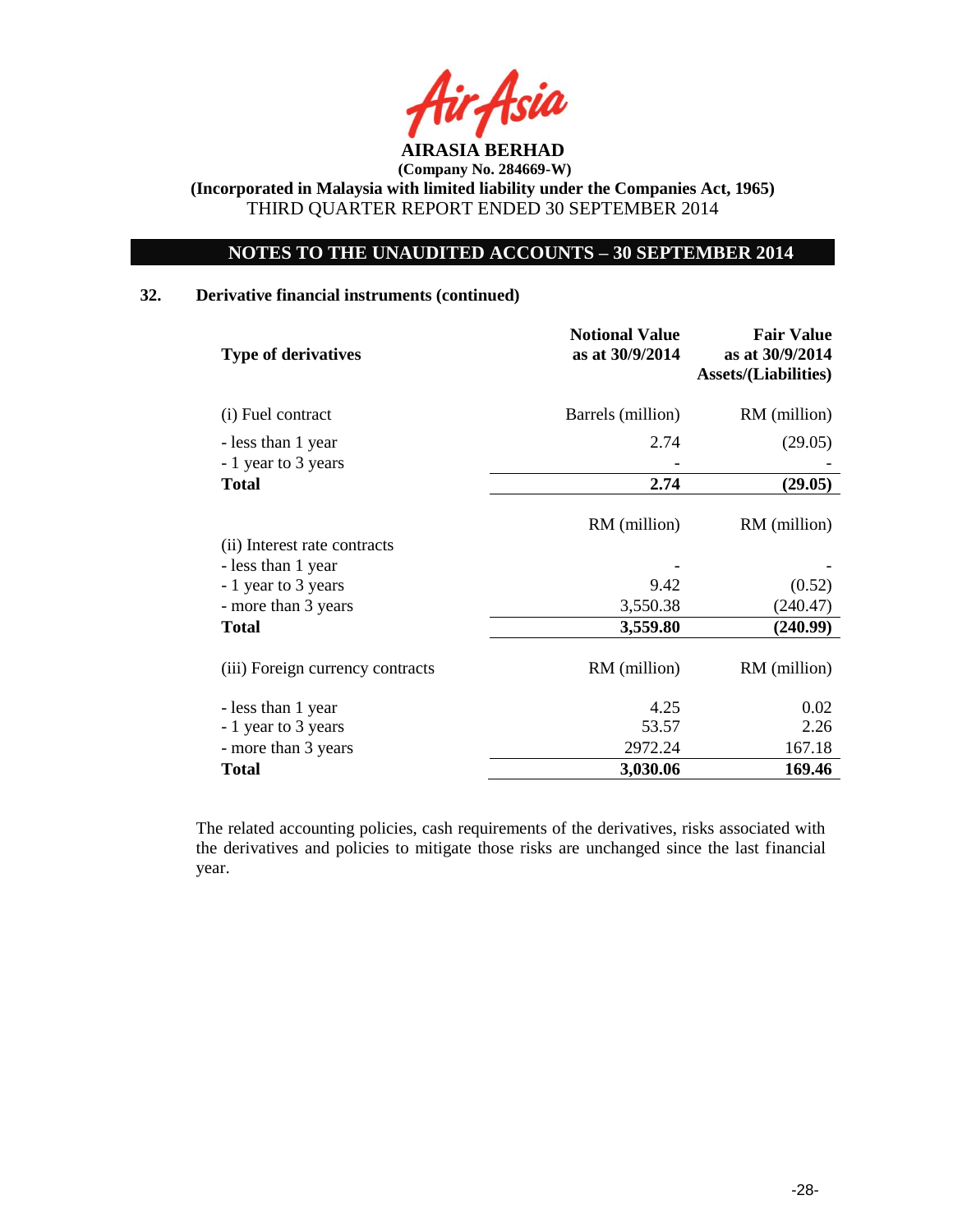**AIRASIA BERHAD**
**(Company No. 284669-W)**
**(Incorporated in Malaysia with limited liability under the Companies Act, 1965)**
THIRD QUARTER REPORT ENDED 30 SEPTEMBER 2014

## NOTES TO THE UNAUDITED ACCOUNTS – 30 SEPTEMBER 2014

### 32. Derivative financial instruments (continued)

| Type of derivatives | Notional Value as at 30/9/2014 | Fair Value as at 30/9/2014 Assets/(Liabilities) |
|---|---|---|
| (i) Fuel contract | Barrels (million) | RM (million) |
| - less than 1 year | 2.74 | (29.05) |
| - 1 year to 3 years | - | - |
| **Total** | **2.74** | **(29.05)** |
| | RM (million) | RM (million) |
| (ii) Interest rate contracts | | |
| - less than 1 year | - | - |
| - 1 year to 3 years | 9.42 | (0.52) |
| - more than 3 years | 3,550.38 | (240.47) |
| **Total** | **3,559.80** | **(240.99)** |
| (iii) Foreign currency contracts | RM (million) | RM (million) |
| - less than 1 year | 4.25 | 0.02 |
| - 1 year to 3 years | 53.57 | 2.26 |
| - more than 3 years | 2972.24 | 167.18 |
| **Total** | **3,030.06** | **169.46** |

The related accounting policies, cash requirements of the derivatives, risks associated with the derivatives and policies to mitigate those risks are unchanged since the last financial year.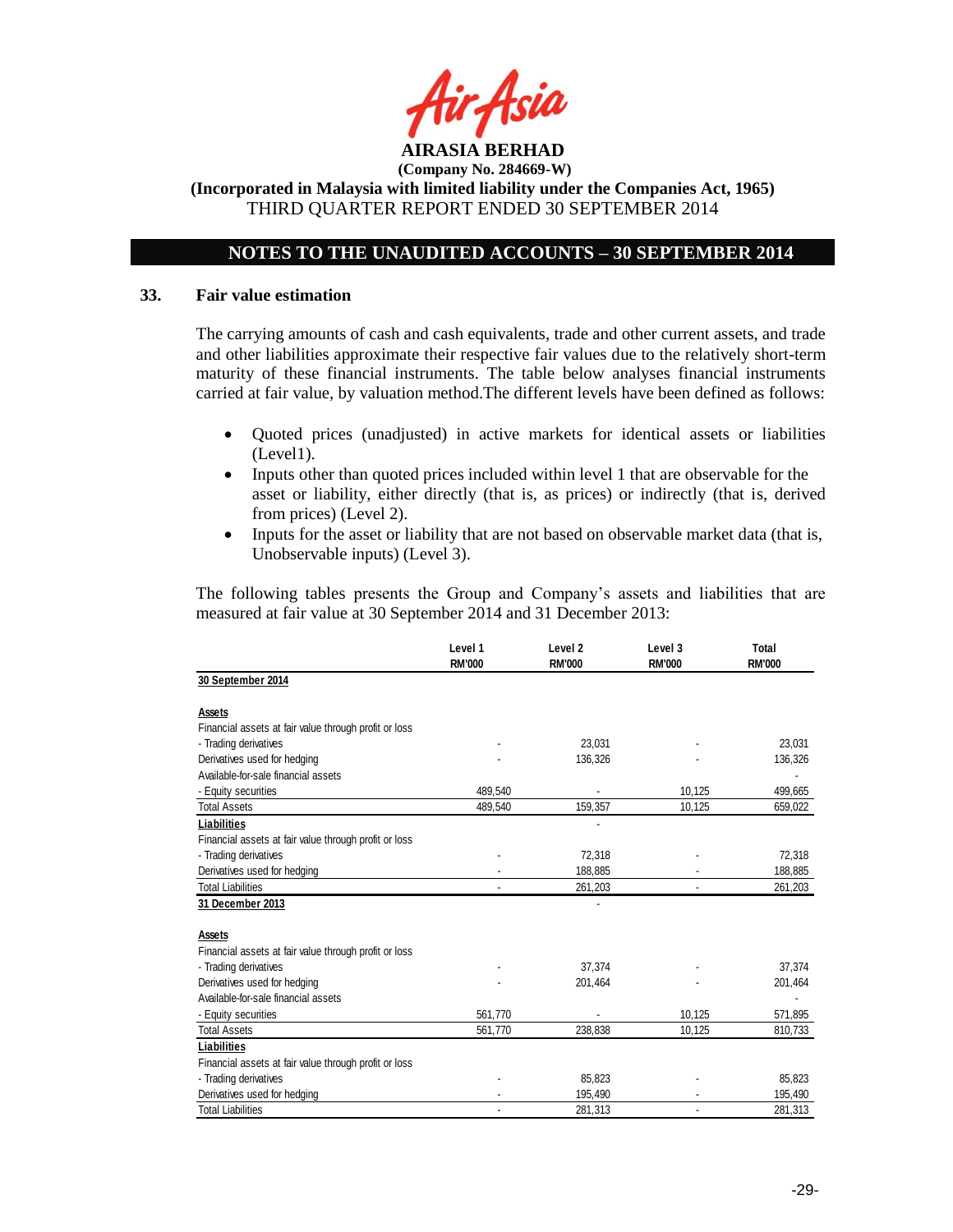AIRASIA BERHAD

(Company No. 284669-W)

(Incorporated in Malaysia with limited liability under the Companies Act, 1965)

THIRD QUARTER REPORT ENDED 30 SEPTEMBER 2014

## NOTES TO THE UNAUDITED ACCOUNTS – 30 SEPTEMBER 2014

### 33. Fair value estimation

The carrying amounts of cash and cash equivalents, trade and other current assets, and trade and other liabilities approximate their respective fair values due to the relatively short-term maturity of these financial instruments. The table below analyses financial instruments carried at fair value, by valuation method.The different levels have been defined as follows:

- Quoted prices (unadjusted) in active markets for identical assets or liabilities (Level1).
- Inputs other than quoted prices included within level 1 that are observable for the asset or liability, either directly (that is, as prices) or indirectly (that is, derived from prices) (Level 2).
- Inputs for the asset or liability that are not based on observable market data (that is, Unobservable inputs) (Level 3).

The following tables presents the Group and Company's assets and liabilities that are measured at fair value at 30 September 2014 and 31 December 2013:

| | Level 1 RM'000 | Level 2 RM'000 | Level 3 RM'000 | Total RM'000 |
|---|---|---|---|---|
| **30 September 2014** | | | | |
| **Assets** | | | | |
| Financial assets at fair value through profit or loss | | | | |
| - Trading derivatives | - | 23,031 | - | 23,031 |
| Derivatives used for hedging | - | 136,326 | - | 136,326 |
| Available-for-sale financial assets | | | | - |
| - Equity securities | 489,540 | - | 10,125 | 499,665 |
| Total Assets | 489,540 | 159,357 | 10,125 | 659,022 |
| **Liabilities** | | - | | |
| Financial assets at fair value through profit or loss | | | | |
| - Trading derivatives | - | 72,318 | - | 72,318 |
| Derivatives used for hedging | - | 188,885 | - | 188,885 |
| Total Liabilities | - | 261,203 | - | 261,203 |
| **31 December 2013** | | - | | |
| **Assets** | | | | |
| Financial assets at fair value through profit or loss | | | | |
| - Trading derivatives | - | 37,374 | - | 37,374 |
| Derivatives used for hedging | - | 201,464 | - | 201,464 |
| Available-for-sale financial assets | | | | - |
| - Equity securities | 561,770 | - | 10,125 | 571,895 |
| Total Assets | 561,770 | 238,838 | 10,125 | 810,733 |
| **Liabilities** | | | | |
| Financial assets at fair value through profit or loss | | | | |
| - Trading derivatives | - | 85,823 | - | 85,823 |
| Derivatives used for hedging | - | 195,490 | - | 195,490 |
| Total Liabilities | - | 281,313 | - | 281,313 |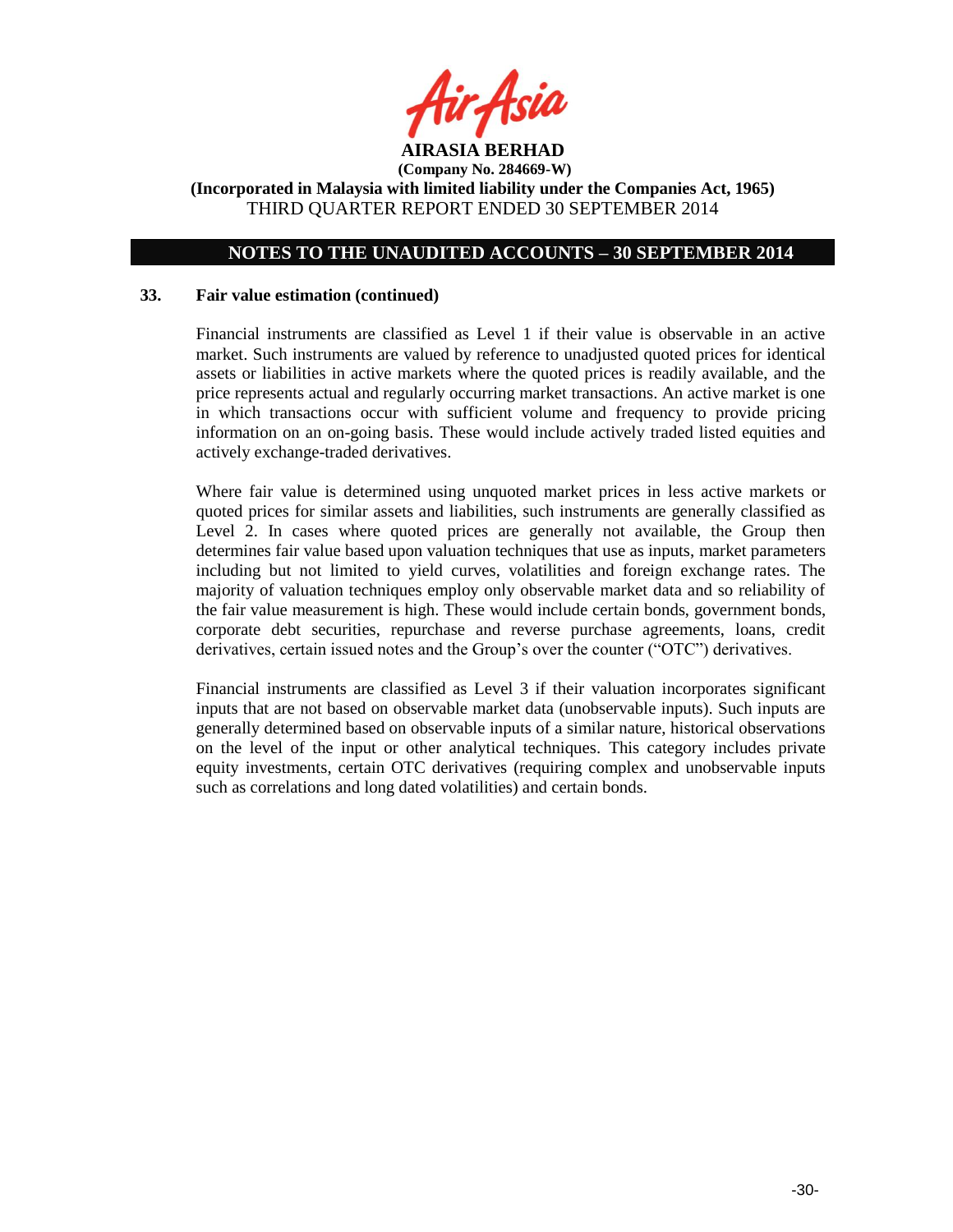## NOTES TO THE UNAUDITED ACCOUNTS – 30 SEPTEMBER 2014

### 33. Fair value estimation (continued)

Financial instruments are classified as Level 1 if their value is observable in an active market. Such instruments are valued by reference to unadjusted quoted prices for identical assets or liabilities in active markets where the quoted prices is readily available, and the price represents actual and regularly occurring market transactions. An active market is one in which transactions occur with sufficient volume and frequency to provide pricing information on an on-going basis. These would include actively traded listed equities and actively exchange-traded derivatives.

Where fair value is determined using unquoted market prices in less active markets or quoted prices for similar assets and liabilities, such instruments are generally classified as Level 2. In cases where quoted prices are generally not available, the Group then determines fair value based upon valuation techniques that use as inputs, market parameters including but not limited to yield curves, volatilities and foreign exchange rates. The majority of valuation techniques employ only observable market data and so reliability of the fair value measurement is high. These would include certain bonds, government bonds, corporate debt securities, repurchase and reverse purchase agreements, loans, credit derivatives, certain issued notes and the Group's over the counter ("OTC") derivatives.

Financial instruments are classified as Level 3 if their valuation incorporates significant inputs that are not based on observable market data (unobservable inputs). Such inputs are generally determined based on observable inputs of a similar nature, historical observations on the level of the input or other analytical techniques. This category includes private equity investments, certain OTC derivatives (requiring complex and unobservable inputs such as correlations and long dated volatilities) and certain bonds.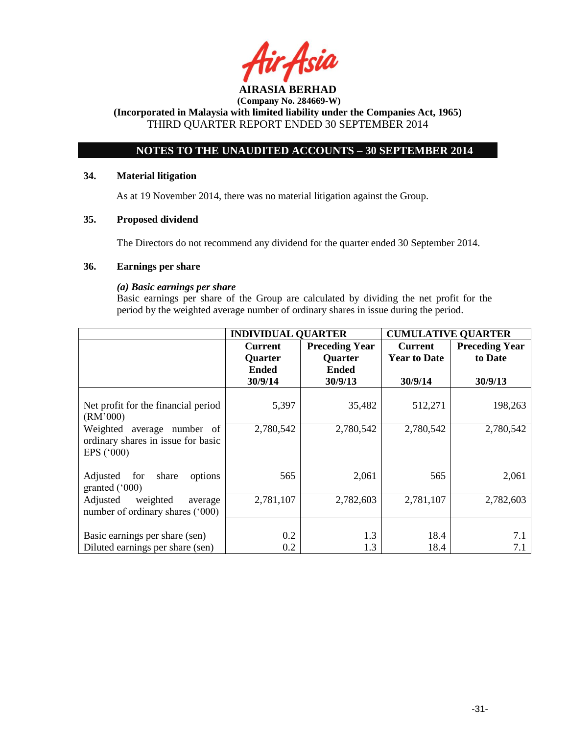**AIRASIA BERHAD**
**(Company No. 284669-W)**
**(Incorporated in Malaysia with limited liability under the Companies Act, 1965)**
THIRD QUARTER REPORT ENDED 30 SEPTEMBER 2014

## NOTES TO THE UNAUDITED ACCOUNTS – 30 SEPTEMBER 2014

### 34. Material litigation

As at 19 November 2014, there was no material litigation against the Group.

### 35. Proposed dividend

The Directors do not recommend any dividend for the quarter ended 30 September 2014.

### 36. Earnings per share

***(a) Basic earnings per share***

Basic earnings per share of the Group are calculated by dividing the net profit for the period by the weighted average number of ordinary shares in issue during the period.

| | INDIVIDUAL QUARTER | | CUMULATIVE QUARTER | |
|---|---|---|---|---|
| | **Current Quarter Ended 30/9/14** | **Preceding Year Quarter Ended 30/9/13** | **Current Year to Date 30/9/14** | **Preceding Year to Date 30/9/13** |
| Net profit for the financial period (RM'000) | 5,397 | 35,482 | 512,271 | 198,263 |
| Weighted average number of ordinary shares in issue for basic EPS ('000) | 2,780,542 | 2,780,542 | 2,780,542 | 2,780,542 |
| Adjusted for share options granted ('000) | 565 | 2,061 | 565 | 2,061 |
| Adjusted weighted average number of ordinary shares ('000) | 2,781,107 | 2,782,603 | 2,781,107 | 2,782,603 |
| Basic earnings per share (sen) | 0.2 | 1.3 | 18.4 | 7.1 |
| Diluted earnings per share (sen) | 0.2 | 1.3 | 18.4 | 7.1 |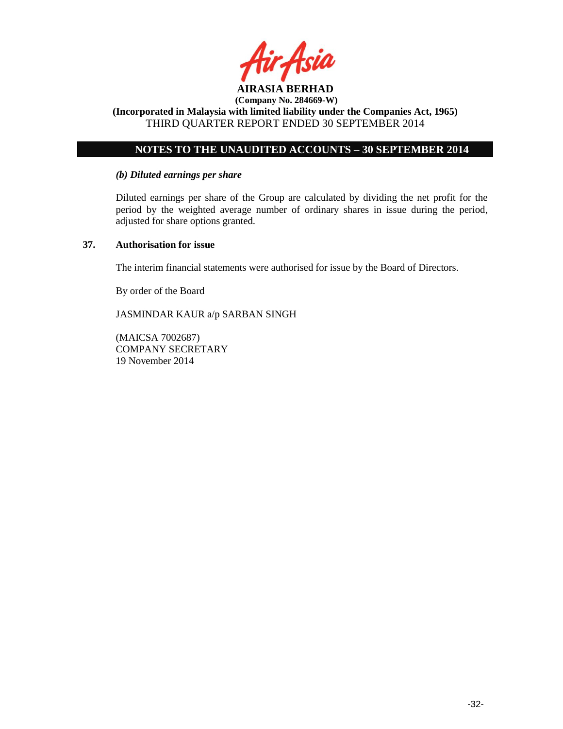**AIRASIA BERHAD**

**(Company No. 284669-W)**

**(Incorporated in Malaysia with limited liability under the Companies Act, 1965)**

THIRD QUARTER REPORT ENDED 30 SEPTEMBER 2014

## NOTES TO THE UNAUDITED ACCOUNTS – 30 SEPTEMBER 2014

***(b) Diluted earnings per share***

Diluted earnings per share of the Group are calculated by dividing the net profit for the period by the weighted average number of ordinary shares in issue during the period, adjusted for share options granted.

**37. Authorisation for issue**

The interim financial statements were authorised for issue by the Board of Directors.

By order of the Board

JASMINDAR KAUR a/p SARBAN SINGH

(MAICSA 7002687)
COMPANY SECRETARY
19 November 2014